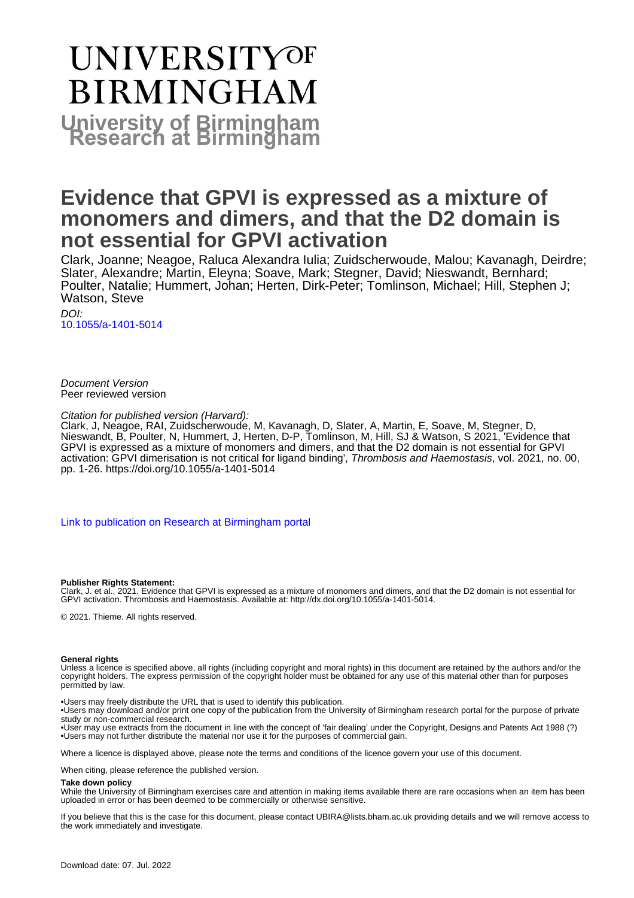# UNIVERSITY OF BIRMINGHAM

## University of Birmingham Research at Birmingham

# Evidence that GPVI is expressed as a mixture of monomers and dimers, and that the D2 domain is not essential for GPVI activation

Clark, Joanne; Neagoe, Raluca Alexandra Iulia; Zuidscherwoude, Malou; Kavanagh, Deirdre; Slater, Alexandre; Martin, Eleyna; Soave, Mark; Stegner, David; Nieswandt, Bernhard; Poulter, Natalie; Hummert, Johan; Herten, Dirk-Peter; Tomlinson, Michael; Hill, Stephen J; Watson, Steve

*DOI:*
10.1055/a-1401-5014

*Document Version*
Peer reviewed version

*Citation for published version (Harvard):*
Clark, J, Neagoe, RAI, Zuidscherwoude, M, Kavanagh, D, Slater, A, Martin, E, Soave, M, Stegner, D, Nieswandt, B, Poulter, N, Hummert, J, Herten, D-P, Tomlinson, M, Hill, SJ & Watson, S 2021, 'Evidence that GPVI is expressed as a mixture of monomers and dimers, and that the D2 domain is not essential for GPVI activation: GPVI dimerisation is not critical for ligand binding', *Thrombosis and Haemostasis*, vol. 2021, no. 00, pp. 1-26. https://doi.org/10.1055/a-1401-5014

Link to publication on Research at Birmingham portal

**Publisher Rights Statement:**
Clark, J. et al., 2021. Evidence that GPVI is expressed as a mixture of monomers and dimers, and that the D2 domain is not essential for GPVI activation. Thrombosis and Haemostasis. Available at: http://dx.doi.org/10.1055/a-1401-5014.

© 2021. Thieme. All rights reserved.

**General rights**
Unless a licence is specified above, all rights (including copyright and moral rights) in this document are retained by the authors and/or the copyright holders. The express permission of the copyright holder must be obtained for any use of this material other than for purposes permitted by law.

- •Users may freely distribute the URL that is used to identify this publication.
- •Users may download and/or print one copy of the publication from the University of Birmingham research portal for the purpose of private study or non-commercial research.
- •User may use extracts from the document in line with the concept of 'fair dealing' under the Copyright, Designs and Patents Act 1988 (?)
- •Users may not further distribute the material nor use it for the purposes of commercial gain.

Where a licence is displayed above, please note the terms and conditions of the licence govern your use of this document.

When citing, please reference the published version.

**Take down policy**
While the University of Birmingham exercises care and attention in making items available there are rare occasions when an item has been uploaded in error or has been deemed to be commercially or otherwise sensitive.

If you believe that this is the case for this document, please contact UBIRA@lists.bham.ac.uk providing details and we will remove access to the work immediately and investigate.

Download date: 07. Jul. 2022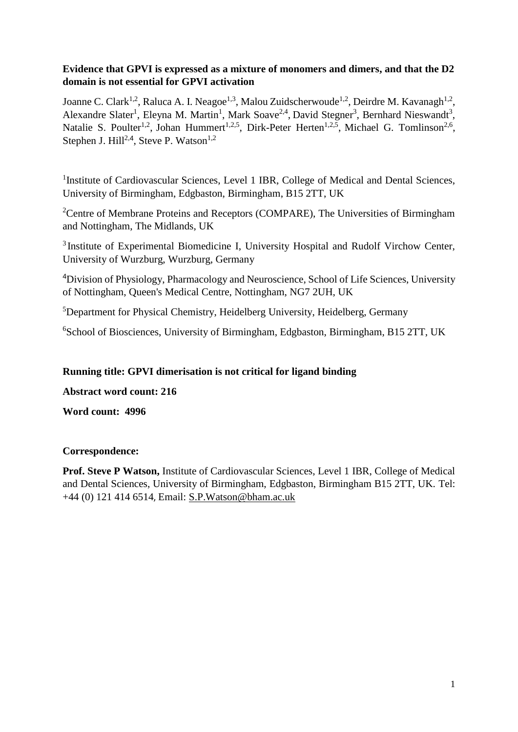**Evidence that GPVI is expressed as a mixture of monomers and dimers, and that the D2 domain is not essential for GPVI activation**

Joanne C. Clark[1,2], Raluca A. I. Neagoe[1,3], Malou Zuidscherwoude[1,2], Deirdre M. Kavanagh[1,2], Alexandre Slater[1], Eleyna M. Martin[1], Mark Soave[2,4], David Stegner[3], Bernhard Nieswandt[3], Natalie S. Poulter[1,2], Johan Hummert[1,2,5], Dirk-Peter Herten[1,2,5], Michael G. Tomlinson[2,6], Stephen J. Hill[2,4], Steve P. Watson[1,2]

[1]Institute of Cardiovascular Sciences, Level 1 IBR, College of Medical and Dental Sciences, University of Birmingham, Edgbaston, Birmingham, B15 2TT, UK

[2]Centre of Membrane Proteins and Receptors (COMPARE), The Universities of Birmingham and Nottingham, The Midlands, UK

[3]Institute of Experimental Biomedicine I, University Hospital and Rudolf Virchow Center, University of Wurzburg, Wurzburg, Germany

[4]Division of Physiology, Pharmacology and Neuroscience, School of Life Sciences, University of Nottingham, Queen's Medical Centre, Nottingham, NG7 2UH, UK

[5]Department for Physical Chemistry, Heidelberg University, Heidelberg, Germany

[6]School of Biosciences, University of Birmingham, Edgbaston, Birmingham, B15 2TT, UK

**Running title: GPVI dimerisation is not critical for ligand binding**

**Abstract word count: 216**

**Word count: 4996**

**Correspondence:**

**Prof. Steve P Watson,** Institute of Cardiovascular Sciences, Level 1 IBR, College of Medical and Dental Sciences, University of Birmingham, Edgbaston, Birmingham B15 2TT, UK. Tel: +44 (0) 121 414 6514, Email: S.P.Watson@bham.ac.uk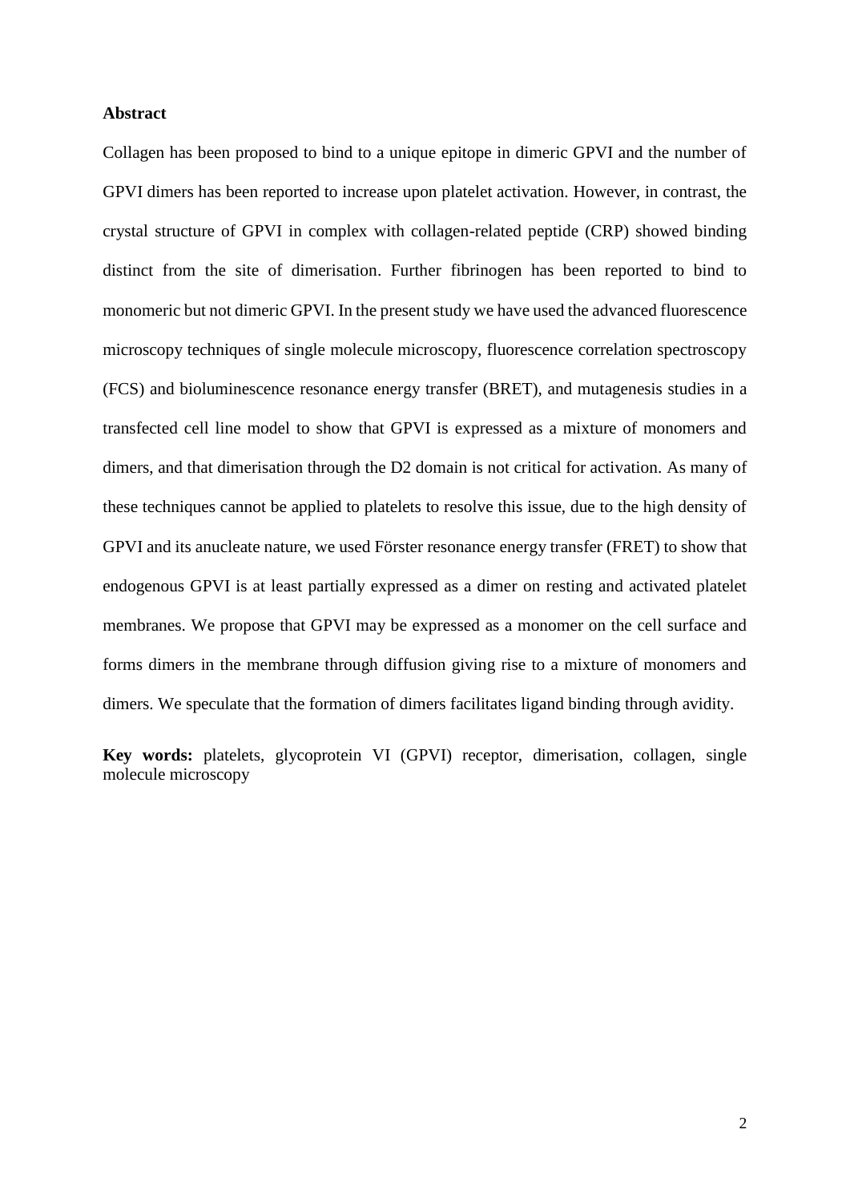# Abstract

Collagen has been proposed to bind to a unique epitope in dimeric GPVI and the number of GPVI dimers has been reported to increase upon platelet activation. However, in contrast, the crystal structure of GPVI in complex with collagen-related peptide (CRP) showed binding distinct from the site of dimerisation. Further fibrinogen has been reported to bind to monomeric but not dimeric GPVI. In the present study we have used the advanced fluorescence microscopy techniques of single molecule microscopy, fluorescence correlation spectroscopy (FCS) and bioluminescence resonance energy transfer (BRET), and mutagenesis studies in a transfected cell line model to show that GPVI is expressed as a mixture of monomers and dimers, and that dimerisation through the D2 domain is not critical for activation. As many of these techniques cannot be applied to platelets to resolve this issue, due to the high density of GPVI and its anucleate nature, we used Förster resonance energy transfer (FRET) to show that endogenous GPVI is at least partially expressed as a dimer on resting and activated platelet membranes. We propose that GPVI may be expressed as a monomer on the cell surface and forms dimers in the membrane through diffusion giving rise to a mixture of monomers and dimers. We speculate that the formation of dimers facilitates ligand binding through avidity.

**Key words:** platelets, glycoprotein VI (GPVI) receptor, dimerisation, collagen, single molecule microscopy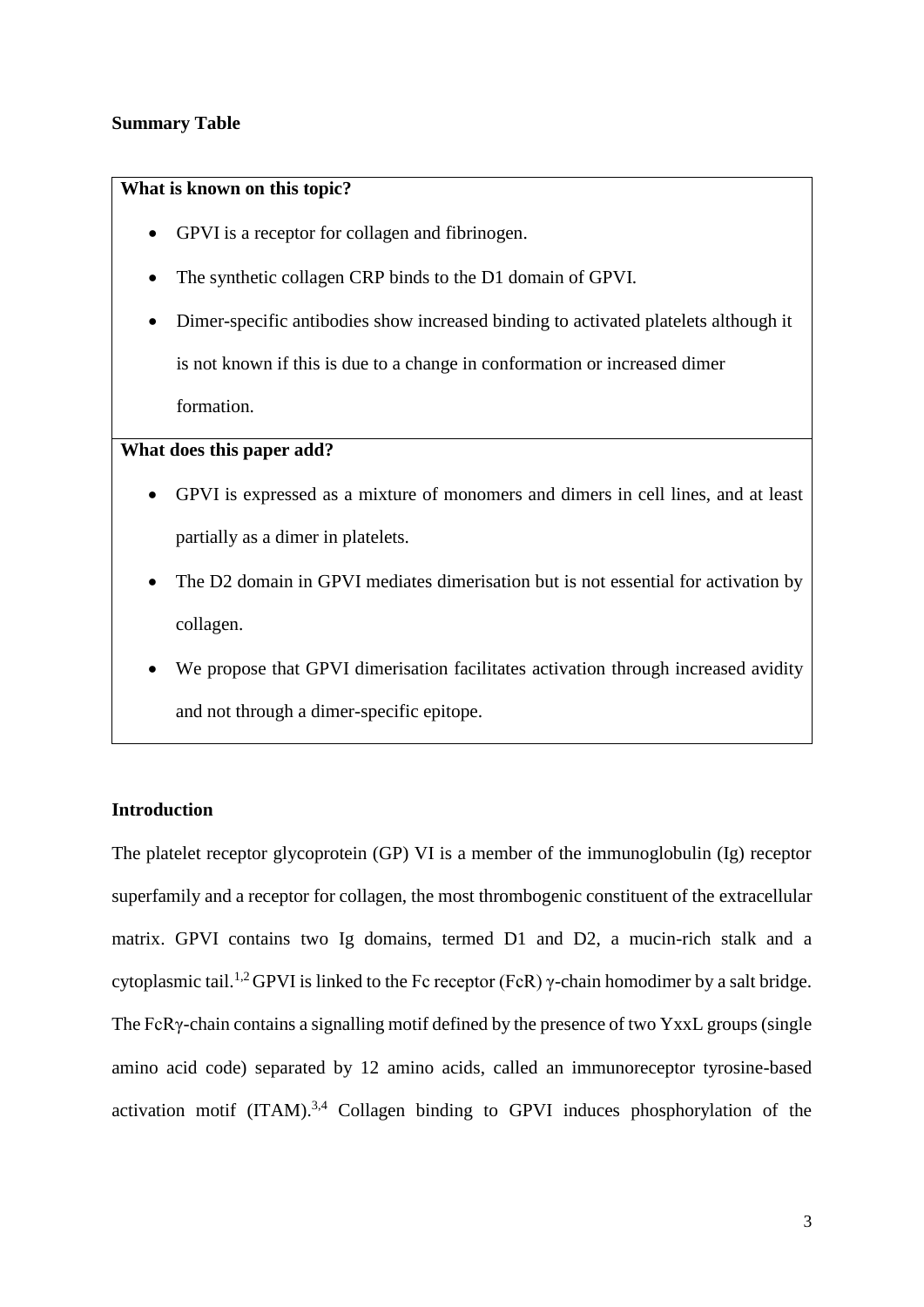**Summary Table**

**What is known on this topic?**

- GPVI is a receptor for collagen and fibrinogen.
- The synthetic collagen CRP binds to the D1 domain of GPVI.
- Dimer-specific antibodies show increased binding to activated platelets although it is not known if this is due to a change in conformation or increased dimer formation.

**What does this paper add?**

- GPVI is expressed as a mixture of monomers and dimers in cell lines, and at least partially as a dimer in platelets.
- The D2 domain in GPVI mediates dimerisation but is not essential for activation by collagen.
- We propose that GPVI dimerisation facilitates activation through increased avidity and not through a dimer-specific epitope.

**Introduction**

The platelet receptor glycoprotein (GP) VI is a member of the immunoglobulin (Ig) receptor superfamily and a receptor for collagen, the most thrombogenic constituent of the extracellular matrix. GPVI contains two Ig domains, termed D1 and D2, a mucin-rich stalk and a cytoplasmic tail.[1,2] GPVI is linked to the Fc receptor (FcR) γ-chain homodimer by a salt bridge. The FcRγ-chain contains a signalling motif defined by the presence of two YxxL groups (single amino acid code) separated by 12 amino acids, called an immunoreceptor tyrosine-based activation motif (ITAM).[3,4] Collagen binding to GPVI induces phosphorylation of the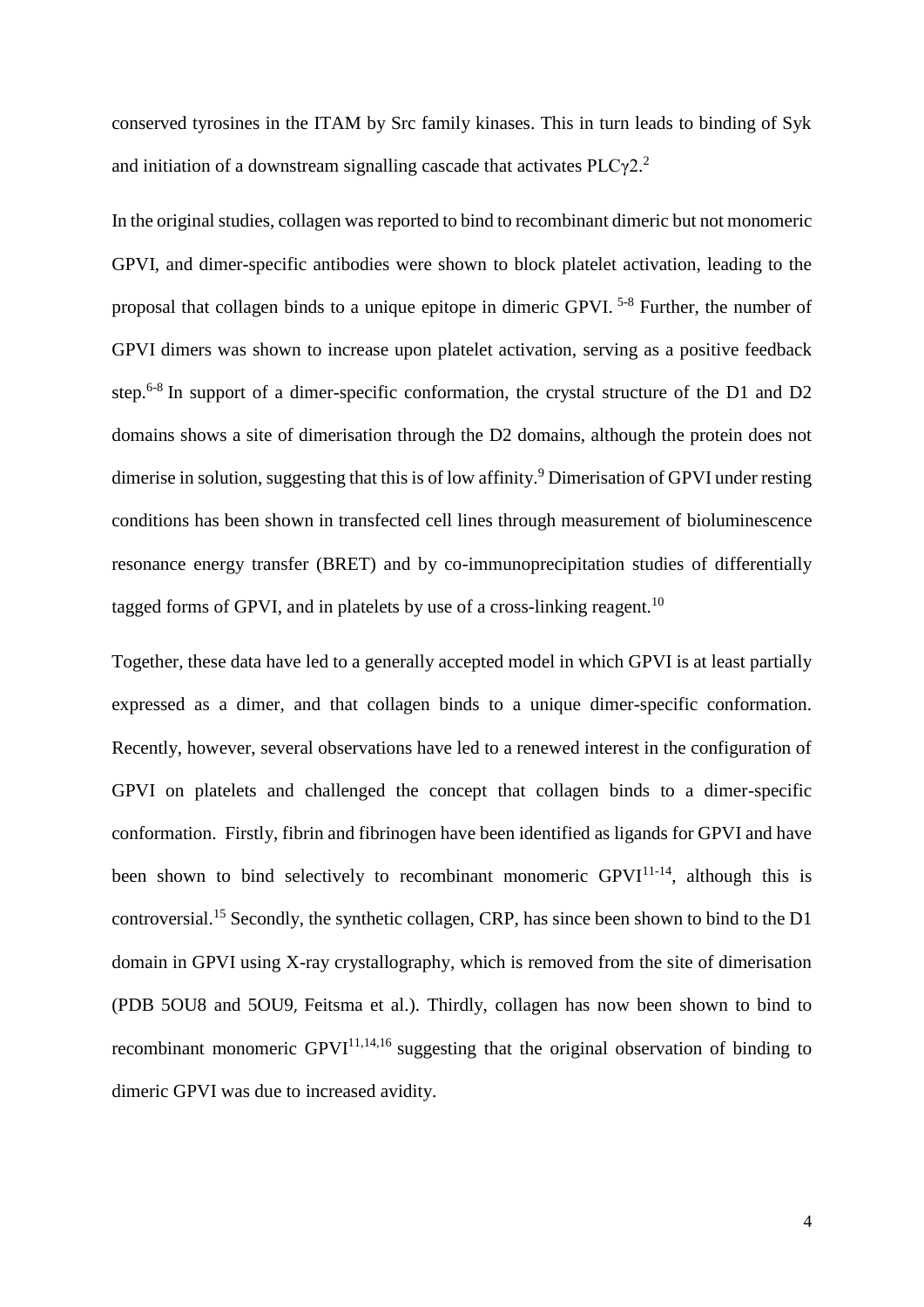conserved tyrosines in the ITAM by Src family kinases. This in turn leads to binding of Syk and initiation of a downstream signalling cascade that activates PLCγ2.[2]

In the original studies, collagen was reported to bind to recombinant dimeric but not monomeric GPVI, and dimer-specific antibodies were shown to block platelet activation, leading to the proposal that collagen binds to a unique epitope in dimeric GPVI. [5-8] Further, the number of GPVI dimers was shown to increase upon platelet activation, serving as a positive feedback step.[6-8] In support of a dimer-specific conformation, the crystal structure of the D1 and D2 domains shows a site of dimerisation through the D2 domains, although the protein does not dimerise in solution, suggesting that this is of low affinity.[9] Dimerisation of GPVI under resting conditions has been shown in transfected cell lines through measurement of bioluminescence resonance energy transfer (BRET) and by co-immunoprecipitation studies of differentially tagged forms of GPVI, and in platelets by use of a cross-linking reagent.[10]

Together, these data have led to a generally accepted model in which GPVI is at least partially expressed as a dimer, and that collagen binds to a unique dimer-specific conformation. Recently, however, several observations have led to a renewed interest in the configuration of GPVI on platelets and challenged the concept that collagen binds to a dimer-specific conformation. Firstly, fibrin and fibrinogen have been identified as ligands for GPVI and have been shown to bind selectively to recombinant monomeric GPVI[11-14], although this is controversial.[15] Secondly, the synthetic collagen, CRP, has since been shown to bind to the D1 domain in GPVI using X-ray crystallography, which is removed from the site of dimerisation (PDB 5OU8 and 5OU9, Feitsma et al.). Thirdly, collagen has now been shown to bind to recombinant monomeric GPVI[11,14,16] suggesting that the original observation of binding to dimeric GPVI was due to increased avidity.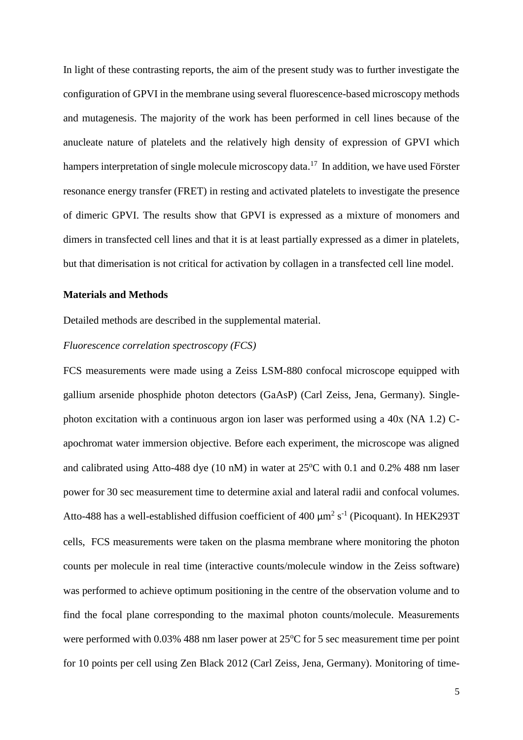In light of these contrasting reports, the aim of the present study was to further investigate the configuration of GPVI in the membrane using several fluorescence-based microscopy methods and mutagenesis. The majority of the work has been performed in cell lines because of the anucleate nature of platelets and the relatively high density of expression of GPVI which hampers interpretation of single molecule microscopy data.[17] In addition, we have used Förster resonance energy transfer (FRET) in resting and activated platelets to investigate the presence of dimeric GPVI. The results show that GPVI is expressed as a mixture of monomers and dimers in transfected cell lines and that it is at least partially expressed as a dimer in platelets, but that dimerisation is not critical for activation by collagen in a transfected cell line model.

## Materials and Methods

Detailed methods are described in the supplemental material.

*Fluorescence correlation spectroscopy (FCS)*

FCS measurements were made using a Zeiss LSM-880 confocal microscope equipped with gallium arsenide phosphide photon detectors (GaAsP) (Carl Zeiss, Jena, Germany). Single-photon excitation with a continuous argon ion laser was performed using a 40x (NA 1.2) C-apochromat water immersion objective. Before each experiment, the microscope was aligned and calibrated using Atto-488 dye (10 nM) in water at 25°C with 0.1 and 0.2% 488 nm laser power for 30 sec measurement time to determine axial and lateral radii and confocal volumes. Atto-488 has a well-established diffusion coefficient of 400 $\mu m^2 s^{-1}$ (Picoquant). In HEK293T cells, FCS measurements were taken on the plasma membrane where monitoring the photon counts per molecule in real time (interactive counts/molecule window in the Zeiss software) was performed to achieve optimum positioning in the centre of the observation volume and to find the focal plane corresponding to the maximal photon counts/molecule. Measurements were performed with 0.03% 488 nm laser power at 25°C for 5 sec measurement time per point for 10 points per cell using Zen Black 2012 (Carl Zeiss, Jena, Germany). Monitoring of time-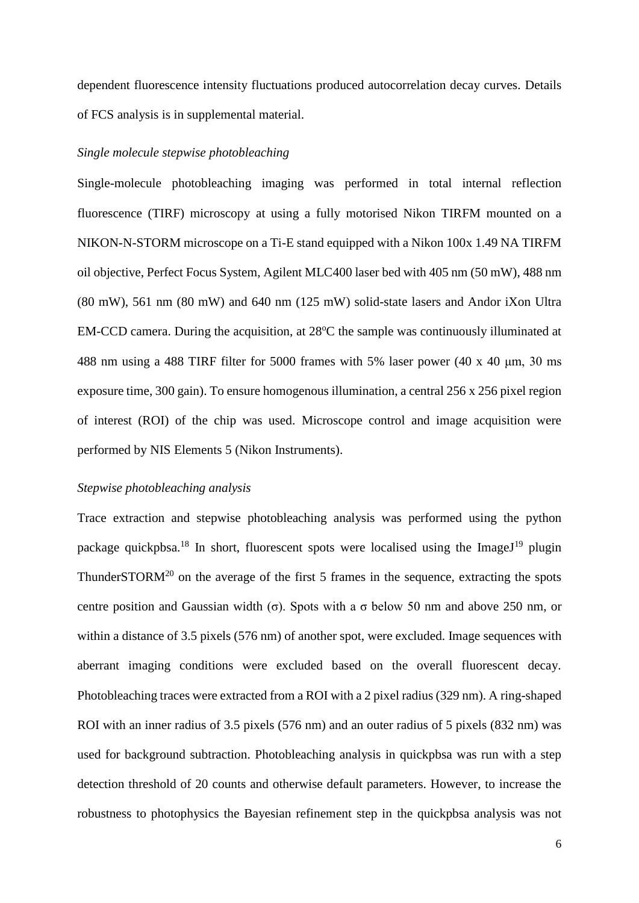dependent fluorescence intensity fluctuations produced autocorrelation decay curves. Details of FCS analysis is in supplemental material.

*Single molecule stepwise photobleaching*

Single-molecule photobleaching imaging was performed in total internal reflection fluorescence (TIRF) microscopy at using a fully motorised Nikon TIRFM mounted on a NIKON-N-STORM microscope on a Ti-E stand equipped with a Nikon 100x 1.49 NA TIRFM oil objective, Perfect Focus System, Agilent MLC400 laser bed with 405 nm (50 mW), 488 nm (80 mW), 561 nm (80 mW) and 640 nm (125 mW) solid-state lasers and Andor iXon Ultra EM-CCD camera. During the acquisition, at 28°C the sample was continuously illuminated at 488 nm using a 488 TIRF filter for 5000 frames with 5% laser power (40 x 40 μm, 30 ms exposure time, 300 gain). To ensure homogenous illumination, a central 256 x 256 pixel region of interest (ROI) of the chip was used. Microscope control and image acquisition were performed by NIS Elements 5 (Nikon Instruments).

*Stepwise photobleaching analysis*

Trace extraction and stepwise photobleaching analysis was performed using the python package quickpbsa.[18] In short, fluorescent spots were localised using the ImageJ[19] plugin ThunderSTORM[20] on the average of the first 5 frames in the sequence, extracting the spots centre position and Gaussian width ($\sigma$). Spots with a $\sigma$ below 50 nm and above 250 nm, or within a distance of 3.5 pixels (576 nm) of another spot, were excluded. Image sequences with aberrant imaging conditions were excluded based on the overall fluorescent decay. Photobleaching traces were extracted from a ROI with a 2 pixel radius (329 nm). A ring-shaped ROI with an inner radius of 3.5 pixels (576 nm) and an outer radius of 5 pixels (832 nm) was used for background subtraction. Photobleaching analysis in quickpbsa was run with a step detection threshold of 20 counts and otherwise default parameters. However, to increase the robustness to photophysics the Bayesian refinement step in the quickpbsa analysis was not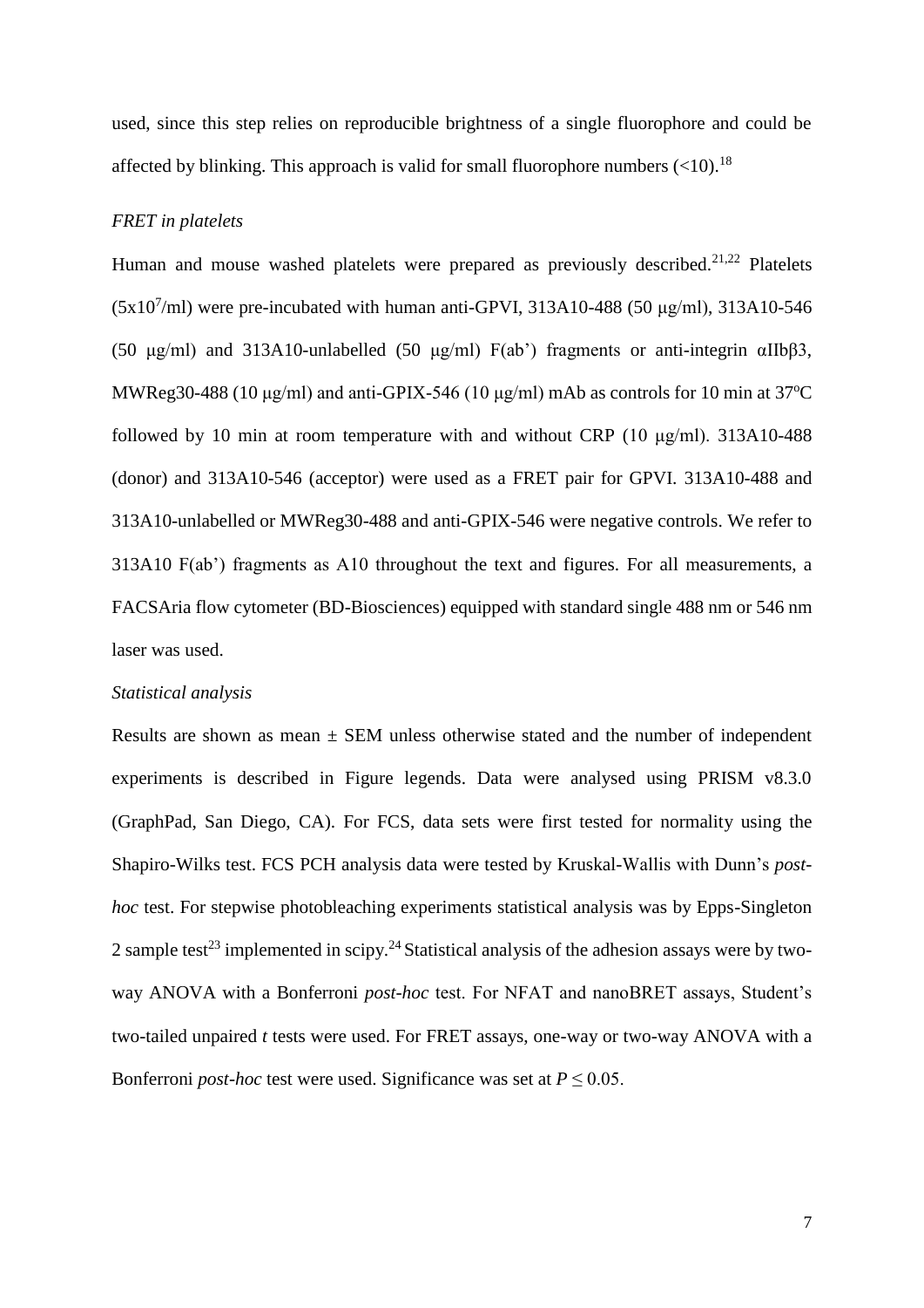used, since this step relies on reproducible brightness of a single fluorophore and could be affected by blinking. This approach is valid for small fluorophore numbers (<10).[18]

*FRET in platelets*

Human and mouse washed platelets were prepared as previously described.[21,22] Platelets ($5x10^7$/ml) were pre-incubated with human anti-GPVI, 313A10-488 (50 μg/ml), 313A10-546 (50 μg/ml) and 313A10-unlabelled (50 μg/ml) F(ab') fragments or anti-integrin αIIbβ3, MWReg30-488 (10 μg/ml) and anti-GPIX-546 (10 μg/ml) mAb as controls for 10 min at 37ºC followed by 10 min at room temperature with and without CRP (10 μg/ml). 313A10-488 (donor) and 313A10-546 (acceptor) were used as a FRET pair for GPVI. 313A10-488 and 313A10-unlabelled or MWReg30-488 and anti-GPIX-546 were negative controls. We refer to 313A10 F(ab') fragments as A10 throughout the text and figures. For all measurements, a FACSAria flow cytometer (BD-Biosciences) equipped with standard single 488 nm or 546 nm laser was used.

*Statistical analysis*

Results are shown as mean ± SEM unless otherwise stated and the number of independent experiments is described in Figure legends. Data were analysed using PRISM v8.3.0 (GraphPad, San Diego, CA). For FCS, data sets were first tested for normality using the Shapiro-Wilks test. FCS PCH analysis data were tested by Kruskal-Wallis with Dunn's *post-hoc* test. For stepwise photobleaching experiments statistical analysis was by Epps-Singleton 2 sample test[23] implemented in scipy.[24] Statistical analysis of the adhesion assays were by two-way ANOVA with a Bonferroni *post-hoc* test. For NFAT and nanoBRET assays, Student's two-tailed unpaired *t* tests were used. For FRET assays, one-way or two-way ANOVA with a Bonferroni *post-hoc* test were used. Significance was set at $P \leq 0.05$.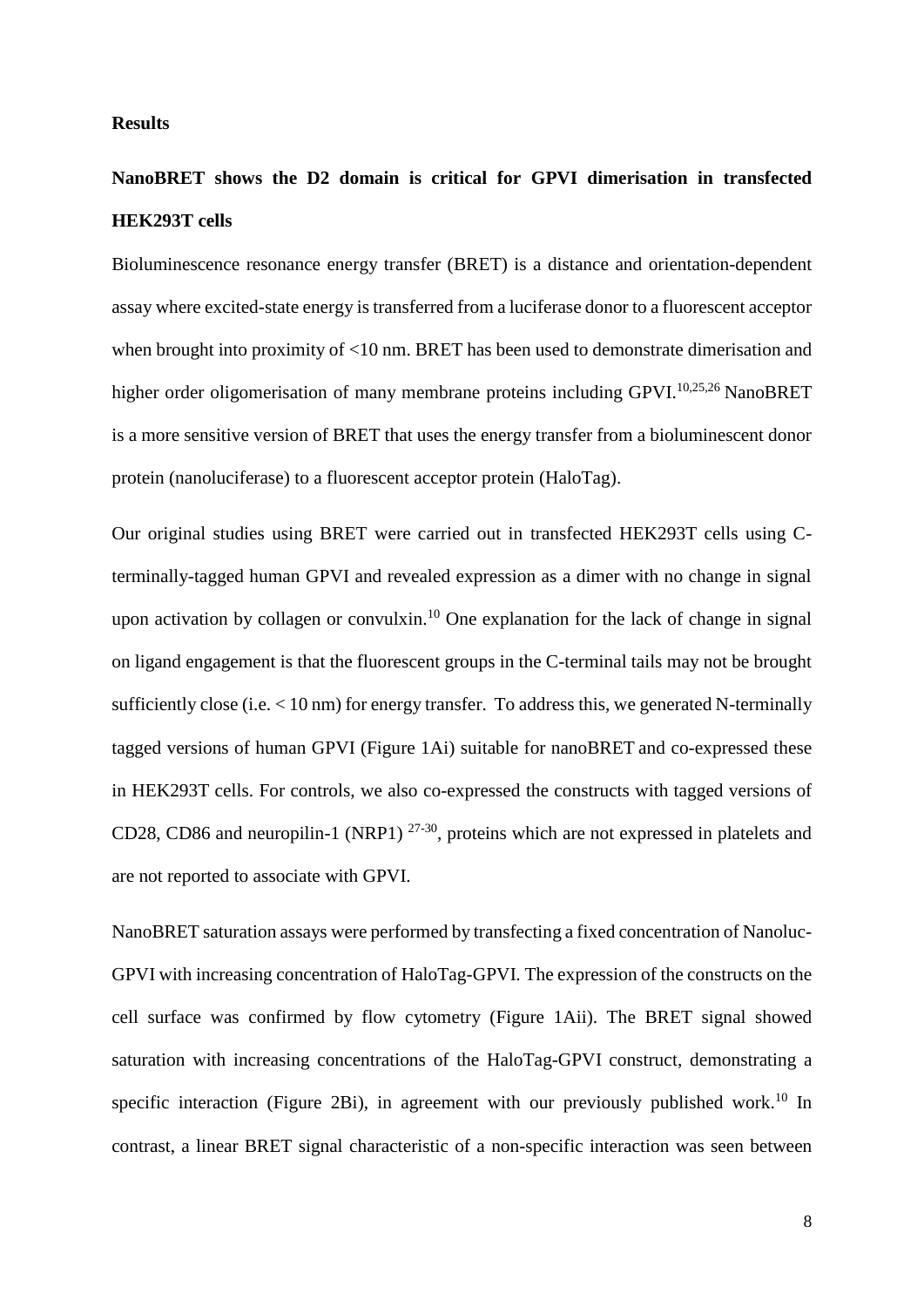## Results

### NanoBRET shows the D2 domain is critical for GPVI dimerisation in transfected HEK293T cells

Bioluminescence resonance energy transfer (BRET) is a distance and orientation-dependent assay where excited-state energy is transferred from a luciferase donor to a fluorescent acceptor when brought into proximity of <10 nm. BRET has been used to demonstrate dimerisation and higher order oligomerisation of many membrane proteins including GPVI.[10,25,26] NanoBRET is a more sensitive version of BRET that uses the energy transfer from a bioluminescent donor protein (nanoluciferase) to a fluorescent acceptor protein (HaloTag).

Our original studies using BRET were carried out in transfected HEK293T cells using C-terminally-tagged human GPVI and revealed expression as a dimer with no change in signal upon activation by collagen or convulxin.[10] One explanation for the lack of change in signal on ligand engagement is that the fluorescent groups in the C-terminal tails may not be brought sufficiently close (i.e. < 10 nm) for energy transfer. To address this, we generated N-terminally tagged versions of human GPVI (Figure 1Ai) suitable for nanoBRET and co-expressed these in HEK293T cells. For controls, we also co-expressed the constructs with tagged versions of CD28, CD86 and neuropilin-1 (NRP1) [27-30], proteins which are not expressed in platelets and are not reported to associate with GPVI.

NanoBRET saturation assays were performed by transfecting a fixed concentration of Nanoluc-GPVI with increasing concentration of HaloTag-GPVI. The expression of the constructs on the cell surface was confirmed by flow cytometry (Figure 1Aii). The BRET signal showed saturation with increasing concentrations of the HaloTag-GPVI construct, demonstrating a specific interaction (Figure 2Bi), in agreement with our previously published work.[10] In contrast, a linear BRET signal characteristic of a non-specific interaction was seen between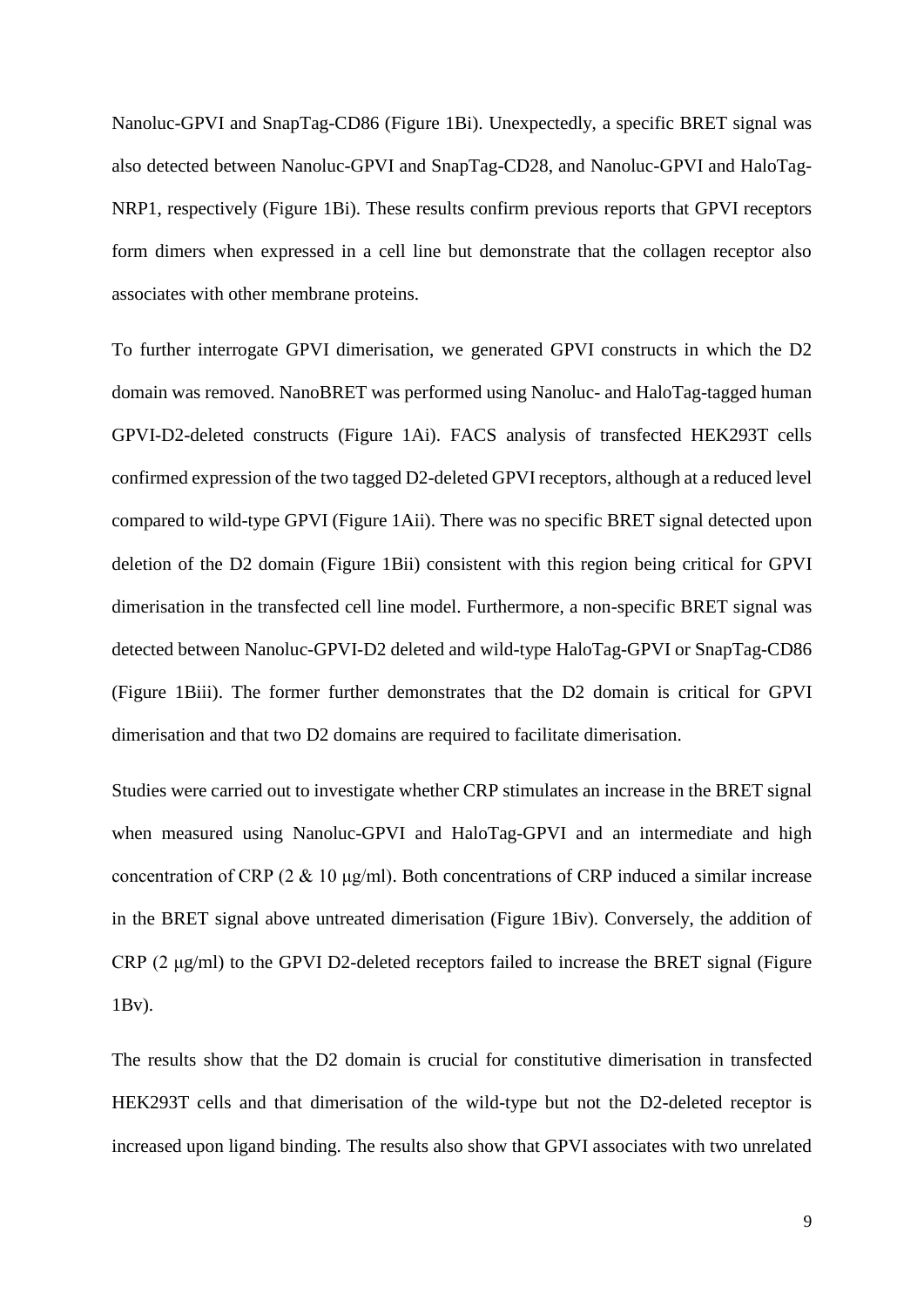Nanoluc-GPVI and SnapTag-CD86 (Figure 1Bi). Unexpectedly, a specific BRET signal was also detected between Nanoluc-GPVI and SnapTag-CD28, and Nanoluc-GPVI and HaloTag-NRP1, respectively (Figure 1Bi). These results confirm previous reports that GPVI receptors form dimers when expressed in a cell line but demonstrate that the collagen receptor also associates with other membrane proteins.

To further interrogate GPVI dimerisation, we generated GPVI constructs in which the D2 domain was removed. NanoBRET was performed using Nanoluc- and HaloTag-tagged human GPVI-D2-deleted constructs (Figure 1Ai). FACS analysis of transfected HEK293T cells confirmed expression of the two tagged D2-deleted GPVI receptors, although at a reduced level compared to wild-type GPVI (Figure 1Aii). There was no specific BRET signal detected upon deletion of the D2 domain (Figure 1Bii) consistent with this region being critical for GPVI dimerisation in the transfected cell line model. Furthermore, a non-specific BRET signal was detected between Nanoluc-GPVI-D2 deleted and wild-type HaloTag-GPVI or SnapTag-CD86 (Figure 1Biii). The former further demonstrates that the D2 domain is critical for GPVI dimerisation and that two D2 domains are required to facilitate dimerisation.

Studies were carried out to investigate whether CRP stimulates an increase in the BRET signal when measured using Nanoluc-GPVI and HaloTag-GPVI and an intermediate and high concentration of CRP (2 & 10 μg/ml). Both concentrations of CRP induced a similar increase in the BRET signal above untreated dimerisation (Figure 1Biv). Conversely, the addition of CRP (2 μg/ml) to the GPVI D2-deleted receptors failed to increase the BRET signal (Figure 1Bv).

The results show that the D2 domain is crucial for constitutive dimerisation in transfected HEK293T cells and that dimerisation of the wild-type but not the D2-deleted receptor is increased upon ligand binding. The results also show that GPVI associates with two unrelated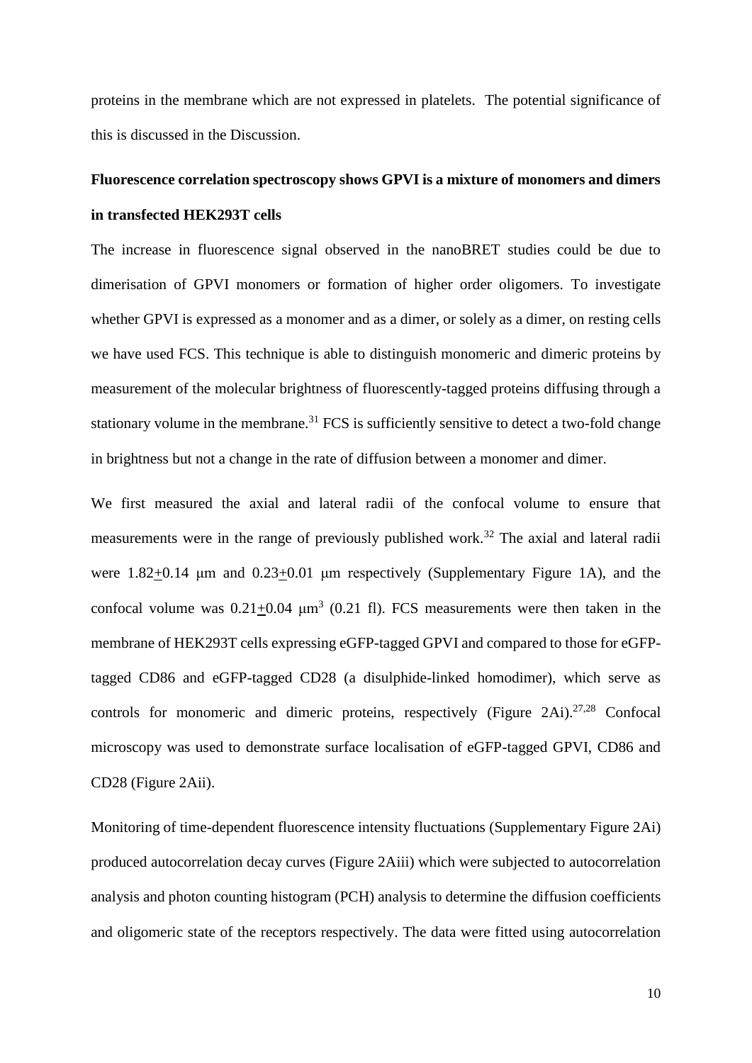proteins in the membrane which are not expressed in platelets. The potential significance of this is discussed in the Discussion.

**Fluorescence correlation spectroscopy shows GPVI is a mixture of monomers and dimers in transfected HEK293T cells**

The increase in fluorescence signal observed in the nanoBRET studies could be due to dimerisation of GPVI monomers or formation of higher order oligomers. To investigate whether GPVI is expressed as a monomer and as a dimer, or solely as a dimer, on resting cells we have used FCS. This technique is able to distinguish monomeric and dimeric proteins by measurement of the molecular brightness of fluorescently-tagged proteins diffusing through a stationary volume in the membrane.[31] FCS is sufficiently sensitive to detect a two-fold change in brightness but not a change in the rate of diffusion between a monomer and dimer.

We first measured the axial and lateral radii of the confocal volume to ensure that measurements were in the range of previously published work.[32] The axial and lateral radii were $1.82 \pm 0.14$ μm and $0.23 \pm 0.01$ μm respectively (Supplementary Figure 1A), and the confocal volume was $0.21 \pm 0.04$ $\mu m^3$ (0.21 fl). FCS measurements were then taken in the membrane of HEK293T cells expressing eGFP-tagged GPVI and compared to those for eGFP-tagged CD86 and eGFP-tagged CD28 (a disulphide-linked homodimer), which serve as controls for monomeric and dimeric proteins, respectively (Figure 2Ai).[27,28] Confocal microscopy was used to demonstrate surface localisation of eGFP-tagged GPVI, CD86 and CD28 (Figure 2Aii).

Monitoring of time-dependent fluorescence intensity fluctuations (Supplementary Figure 2Ai) produced autocorrelation decay curves (Figure 2Aiii) which were subjected to autocorrelation analysis and photon counting histogram (PCH) analysis to determine the diffusion coefficients and oligomeric state of the receptors respectively. The data were fitted using autocorrelation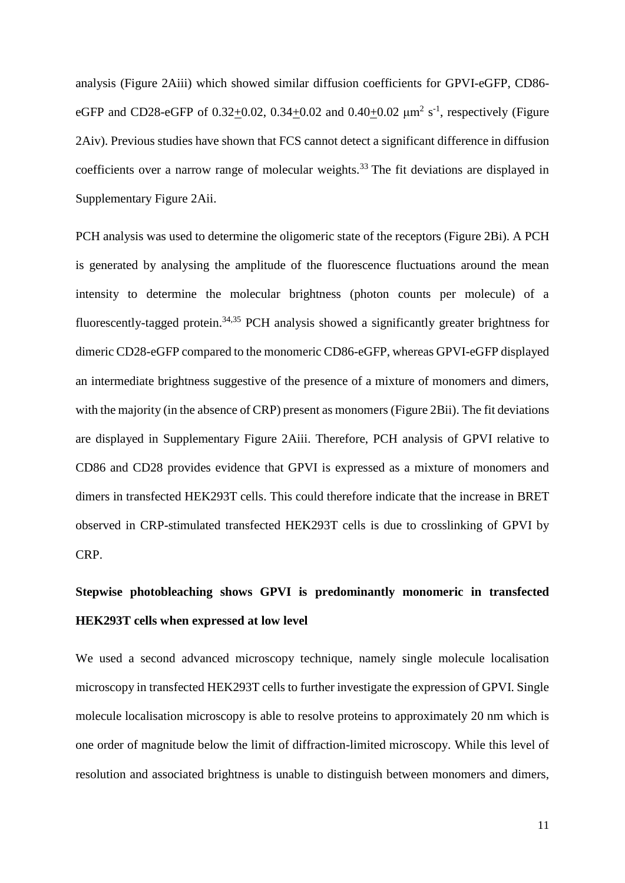analysis (Figure 2Aiii) which showed similar diffusion coefficients for GPVI-eGFP, CD86-eGFP and CD28-eGFP of $0.32 \pm 0.02$, $0.34 \pm 0.02$ and $0.40 \pm 0.02$ $\mu m^2 s^{-1}$, respectively (Figure 2Aiv). Previous studies have shown that FCS cannot detect a significant difference in diffusion coefficients over a narrow range of molecular weights.[33] The fit deviations are displayed in Supplementary Figure 2Aii.

PCH analysis was used to determine the oligomeric state of the receptors (Figure 2Bi). A PCH is generated by analysing the amplitude of the fluorescence fluctuations around the mean intensity to determine the molecular brightness (photon counts per molecule) of a fluorescently-tagged protein.[34,35] PCH analysis showed a significantly greater brightness for dimeric CD28-eGFP compared to the monomeric CD86-eGFP, whereas GPVI-eGFP displayed an intermediate brightness suggestive of the presence of a mixture of monomers and dimers, with the majority (in the absence of CRP) present as monomers (Figure 2Bii). The fit deviations are displayed in Supplementary Figure 2Aiii. Therefore, PCH analysis of GPVI relative to CD86 and CD28 provides evidence that GPVI is expressed as a mixture of monomers and dimers in transfected HEK293T cells. This could therefore indicate that the increase in BRET observed in CRP-stimulated transfected HEK293T cells is due to crosslinking of GPVI by CRP.

## Stepwise photobleaching shows GPVI is predominantly monomeric in transfected HEK293T cells when expressed at low level

We used a second advanced microscopy technique, namely single molecule localisation microscopy in transfected HEK293T cells to further investigate the expression of GPVI. Single molecule localisation microscopy is able to resolve proteins to approximately 20 nm which is one order of magnitude below the limit of diffraction-limited microscopy. While this level of resolution and associated brightness is unable to distinguish between monomers and dimers,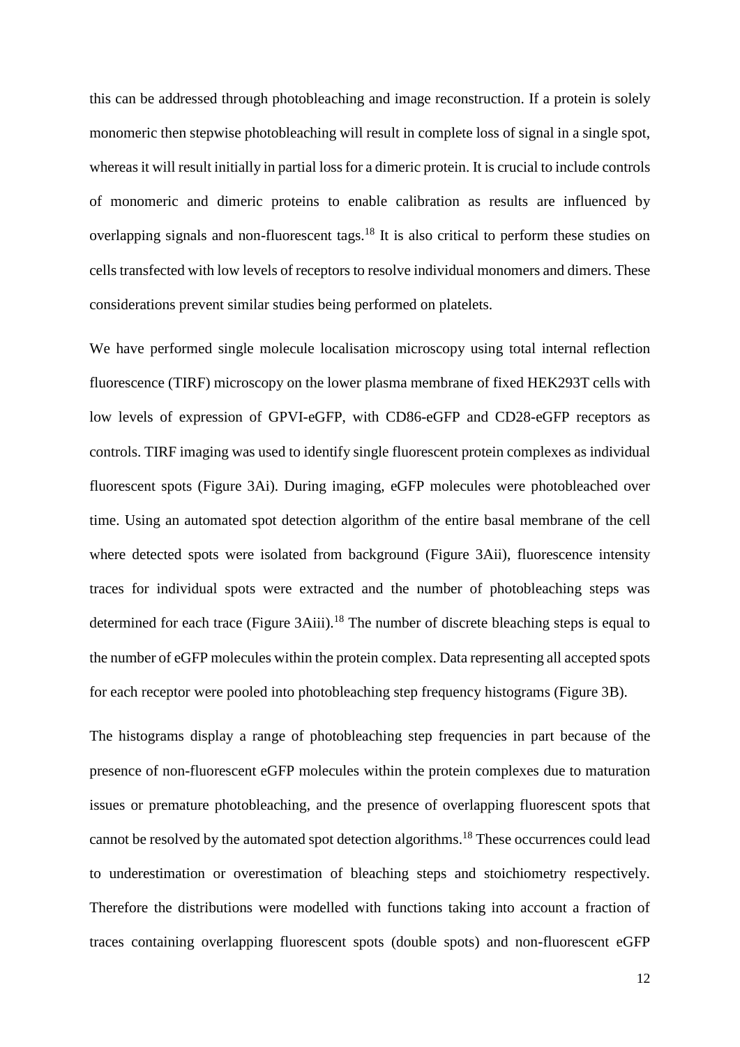this can be addressed through photobleaching and image reconstruction. If a protein is solely monomeric then stepwise photobleaching will result in complete loss of signal in a single spot, whereas it will result initially in partial loss for a dimeric protein. It is crucial to include controls of monomeric and dimeric proteins to enable calibration as results are influenced by overlapping signals and non-fluorescent tags.[18] It is also critical to perform these studies on cells transfected with low levels of receptors to resolve individual monomers and dimers. These considerations prevent similar studies being performed on platelets.

We have performed single molecule localisation microscopy using total internal reflection fluorescence (TIRF) microscopy on the lower plasma membrane of fixed HEK293T cells with low levels of expression of GPVI-eGFP, with CD86-eGFP and CD28-eGFP receptors as controls. TIRF imaging was used to identify single fluorescent protein complexes as individual fluorescent spots (Figure 3Ai). During imaging, eGFP molecules were photobleached over time. Using an automated spot detection algorithm of the entire basal membrane of the cell where detected spots were isolated from background (Figure 3Aii), fluorescence intensity traces for individual spots were extracted and the number of photobleaching steps was determined for each trace (Figure 3Aiii).[18] The number of discrete bleaching steps is equal to the number of eGFP molecules within the protein complex. Data representing all accepted spots for each receptor were pooled into photobleaching step frequency histograms (Figure 3B).

The histograms display a range of photobleaching step frequencies in part because of the presence of non-fluorescent eGFP molecules within the protein complexes due to maturation issues or premature photobleaching, and the presence of overlapping fluorescent spots that cannot be resolved by the automated spot detection algorithms.[18] These occurrences could lead to underestimation or overestimation of bleaching steps and stoichiometry respectively. Therefore the distributions were modelled with functions taking into account a fraction of traces containing overlapping fluorescent spots (double spots) and non-fluorescent eGFP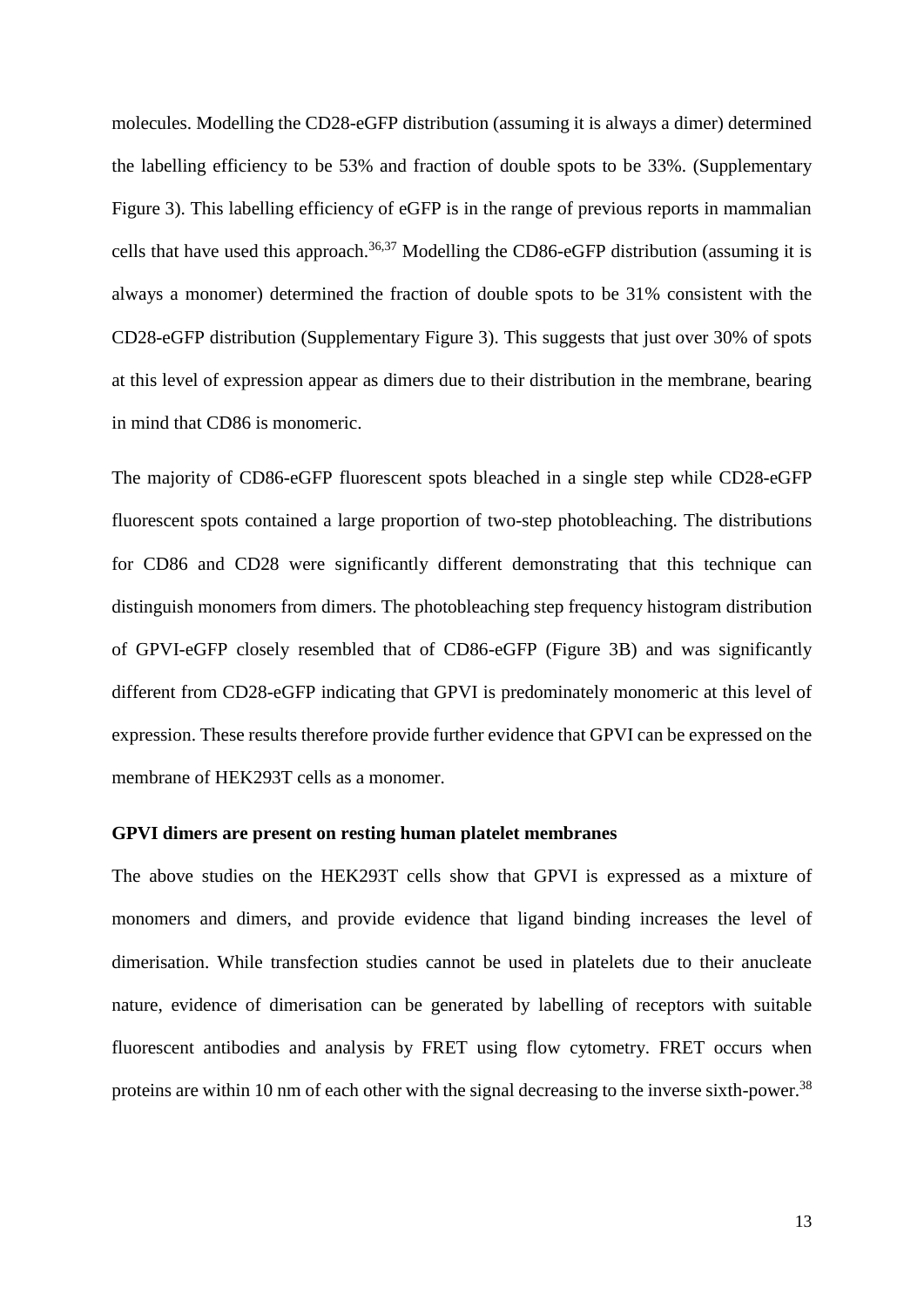molecules. Modelling the CD28-eGFP distribution (assuming it is always a dimer) determined the labelling efficiency to be 53% and fraction of double spots to be 33%. (Supplementary Figure 3). This labelling efficiency of eGFP is in the range of previous reports in mammalian cells that have used this approach.[36,37] Modelling the CD86-eGFP distribution (assuming it is always a monomer) determined the fraction of double spots to be 31% consistent with the CD28-eGFP distribution (Supplementary Figure 3). This suggests that just over 30% of spots at this level of expression appear as dimers due to their distribution in the membrane, bearing in mind that CD86 is monomeric.

The majority of CD86-eGFP fluorescent spots bleached in a single step while CD28-eGFP fluorescent spots contained a large proportion of two-step photobleaching. The distributions for CD86 and CD28 were significantly different demonstrating that this technique can distinguish monomers from dimers. The photobleaching step frequency histogram distribution of GPVI-eGFP closely resembled that of CD86-eGFP (Figure 3B) and was significantly different from CD28-eGFP indicating that GPVI is predominately monomeric at this level of expression. These results therefore provide further evidence that GPVI can be expressed on the membrane of HEK293T cells as a monomer.

**GPVI dimers are present on resting human platelet membranes**

The above studies on the HEK293T cells show that GPVI is expressed as a mixture of monomers and dimers, and provide evidence that ligand binding increases the level of dimerisation. While transfection studies cannot be used in platelets due to their anucleate nature, evidence of dimerisation can be generated by labelling of receptors with suitable fluorescent antibodies and analysis by FRET using flow cytometry. FRET occurs when proteins are within 10 nm of each other with the signal decreasing to the inverse sixth-power.[38]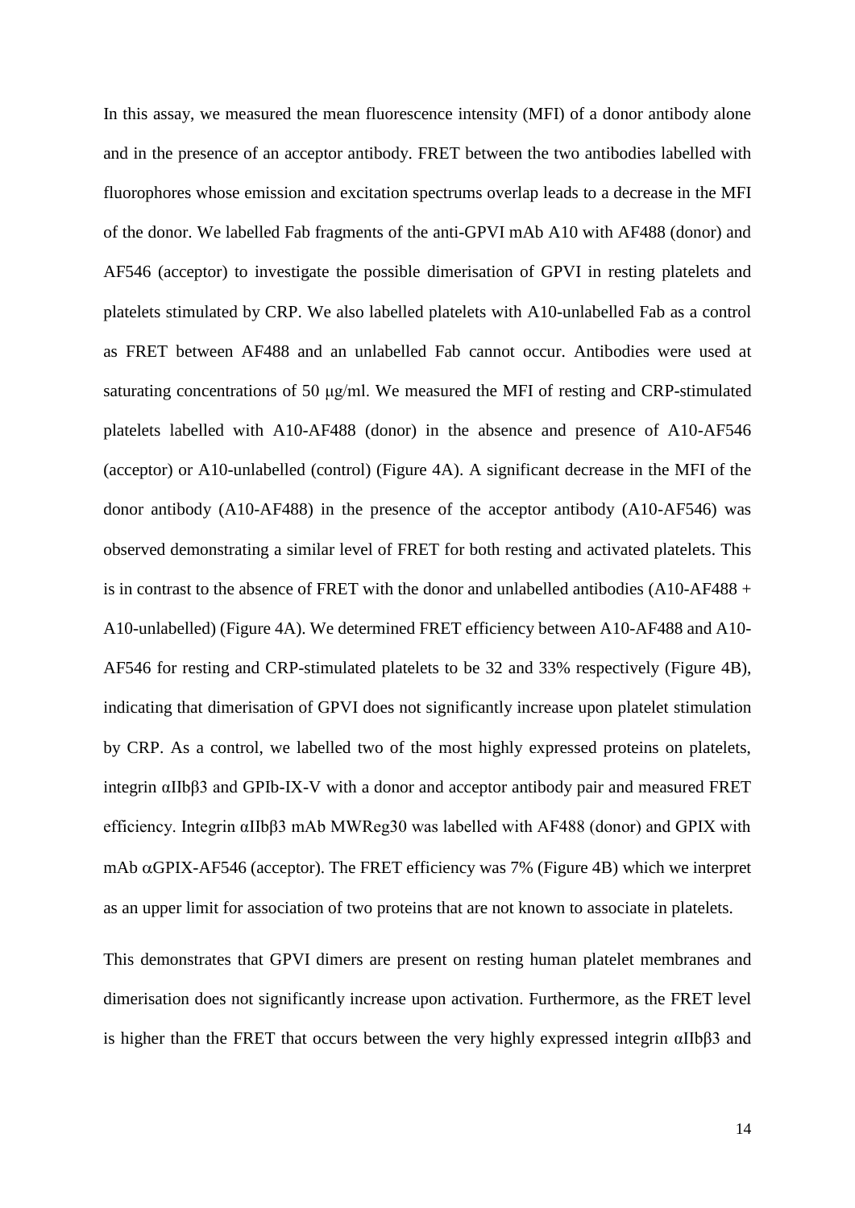In this assay, we measured the mean fluorescence intensity (MFI) of a donor antibody alone and in the presence of an acceptor antibody. FRET between the two antibodies labelled with fluorophores whose emission and excitation spectrums overlap leads to a decrease in the MFI of the donor. We labelled Fab fragments of the anti-GPVI mAb A10 with AF488 (donor) and AF546 (acceptor) to investigate the possible dimerisation of GPVI in resting platelets and platelets stimulated by CRP. We also labelled platelets with A10-unlabelled Fab as a control as FRET between AF488 and an unlabelled Fab cannot occur. Antibodies were used at saturating concentrations of 50 μg/ml. We measured the MFI of resting and CRP-stimulated platelets labelled with A10-AF488 (donor) in the absence and presence of A10-AF546 (acceptor) or A10-unlabelled (control) (Figure 4A). A significant decrease in the MFI of the donor antibody (A10-AF488) in the presence of the acceptor antibody (A10-AF546) was observed demonstrating a similar level of FRET for both resting and activated platelets. This is in contrast to the absence of FRET with the donor and unlabelled antibodies (A10-AF488 + A10-unlabelled) (Figure 4A). We determined FRET efficiency between A10-AF488 and A10-AF546 for resting and CRP-stimulated platelets to be 32 and 33% respectively (Figure 4B), indicating that dimerisation of GPVI does not significantly increase upon platelet stimulation by CRP. As a control, we labelled two of the most highly expressed proteins on platelets, integrin αIIbβ3 and GPIb-IX-V with a donor and acceptor antibody pair and measured FRET efficiency. Integrin αIIbβ3 mAb MWReg30 was labelled with AF488 (donor) and GPIX with mAb αGPIX-AF546 (acceptor). The FRET efficiency was 7% (Figure 4B) which we interpret as an upper limit for association of two proteins that are not known to associate in platelets.

This demonstrates that GPVI dimers are present on resting human platelet membranes and dimerisation does not significantly increase upon activation. Furthermore, as the FRET level is higher than the FRET that occurs between the very highly expressed integrin αIIbβ3 and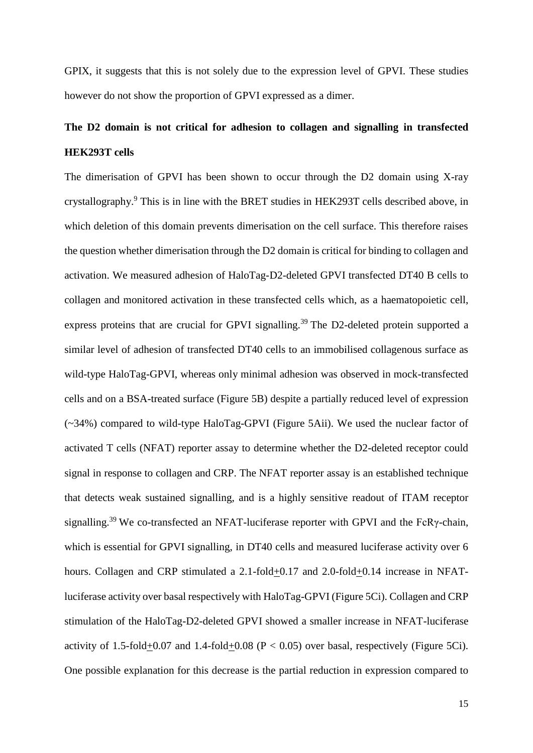GPIX, it suggests that this is not solely due to the expression level of GPVI. These studies however do not show the proportion of GPVI expressed as a dimer.

## The D2 domain is not critical for adhesion to collagen and signalling in transfected HEK293T cells

The dimerisation of GPVI has been shown to occur through the D2 domain using X-ray crystallography.[9] This is in line with the BRET studies in HEK293T cells described above, in which deletion of this domain prevents dimerisation on the cell surface. This therefore raises the question whether dimerisation through the D2 domain is critical for binding to collagen and activation. We measured adhesion of HaloTag-D2-deleted GPVI transfected DT40 B cells to collagen and monitored activation in these transfected cells which, as a haematopoietic cell, express proteins that are crucial for GPVI signalling.[39] The D2-deleted protein supported a similar level of adhesion of transfected DT40 cells to an immobilised collagenous surface as wild-type HaloTag-GPVI, whereas only minimal adhesion was observed in mock-transfected cells and on a BSA-treated surface (Figure 5B) despite a partially reduced level of expression (~34%) compared to wild-type HaloTag-GPVI (Figure 5Aii). We used the nuclear factor of activated T cells (NFAT) reporter assay to determine whether the D2-deleted receptor could signal in response to collagen and CRP. The NFAT reporter assay is an established technique that detects weak sustained signalling, and is a highly sensitive readout of ITAM receptor signalling.[39] We co-transfected an NFAT-luciferase reporter with GPVI and the FcRγ-chain, which is essential for GPVI signalling, in DT40 cells and measured luciferase activity over 6 hours. Collagen and CRP stimulated a 2.1-fold$\pm$0.17 and 2.0-fold$\pm$0.14 increase in NFAT-luciferase activity over basal respectively with HaloTag-GPVI (Figure 5Ci). Collagen and CRP stimulation of the HaloTag-D2-deleted GPVI showed a smaller increase in NFAT-luciferase activity of 1.5-fold$\pm$0.07 and 1.4-fold$\pm$0.08 ($P < 0.05$) over basal, respectively (Figure 5Ci). One possible explanation for this decrease is the partial reduction in expression compared to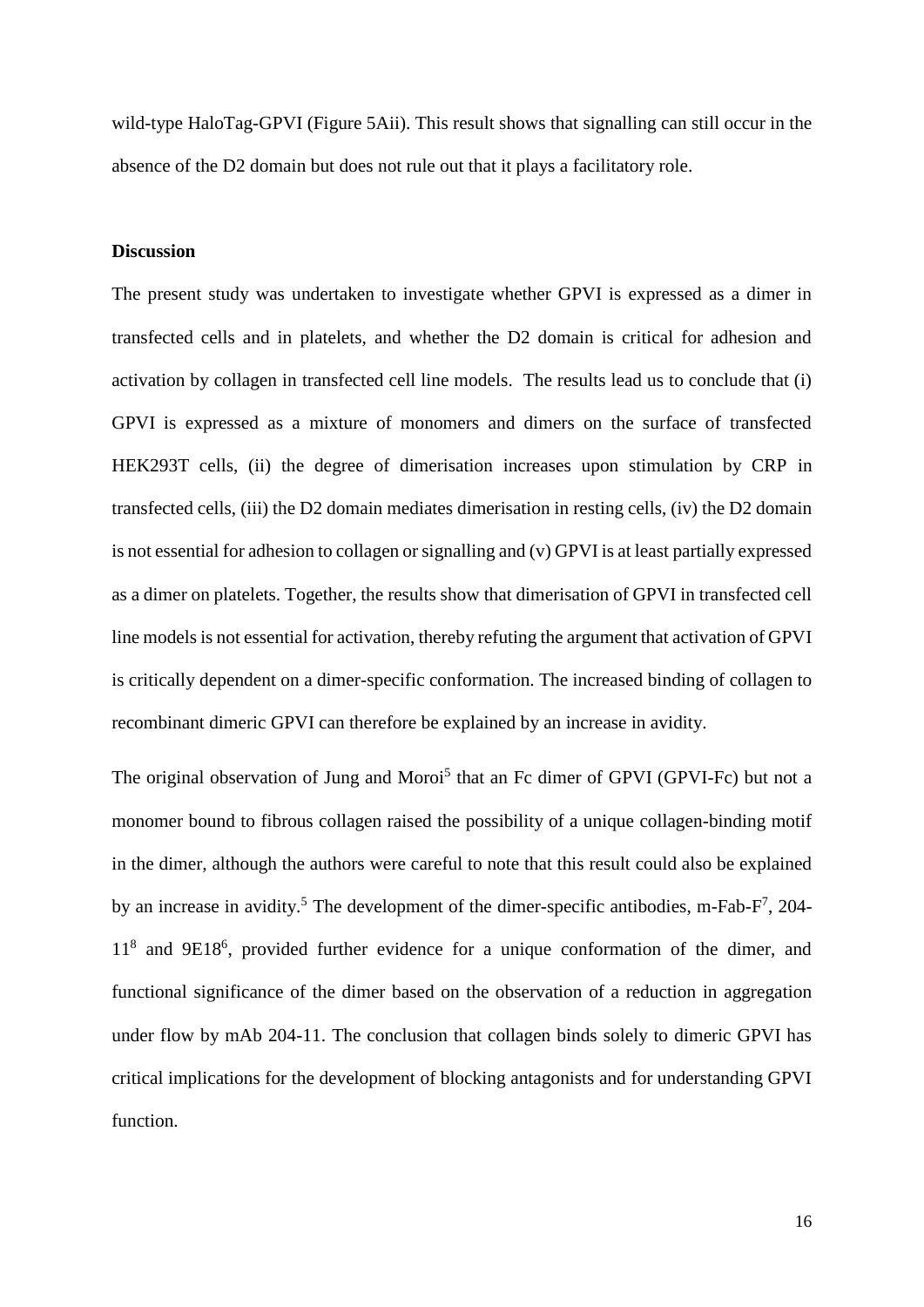wild-type HaloTag-GPVI (Figure 5Aii). This result shows that signalling can still occur in the absence of the D2 domain but does not rule out that it plays a facilitatory role.

### Discussion

The present study was undertaken to investigate whether GPVI is expressed as a dimer in transfected cells and in platelets, and whether the D2 domain is critical for adhesion and activation by collagen in transfected cell line models. The results lead us to conclude that (i) GPVI is expressed as a mixture of monomers and dimers on the surface of transfected HEK293T cells, (ii) the degree of dimerisation increases upon stimulation by CRP in transfected cells, (iii) the D2 domain mediates dimerisation in resting cells, (iv) the D2 domain is not essential for adhesion to collagen or signalling and (v) GPVI is at least partially expressed as a dimer on platelets. Together, the results show that dimerisation of GPVI in transfected cell line models is not essential for activation, thereby refuting the argument that activation of GPVI is critically dependent on a dimer-specific conformation. The increased binding of collagen to recombinant dimeric GPVI can therefore be explained by an increase in avidity.

The original observation of Jung and Moroi[5] that an Fc dimer of GPVI (GPVI-Fc) but not a monomer bound to fibrous collagen raised the possibility of a unique collagen-binding motif in the dimer, although the authors were careful to note that this result could also be explained by an increase in avidity.[5] The development of the dimer-specific antibodies, m-Fab-F[7], 204-11[8] and 9E18[6], provided further evidence for a unique conformation of the dimer, and functional significance of the dimer based on the observation of a reduction in aggregation under flow by mAb 204-11. The conclusion that collagen binds solely to dimeric GPVI has critical implications for the development of blocking antagonists and for understanding GPVI function.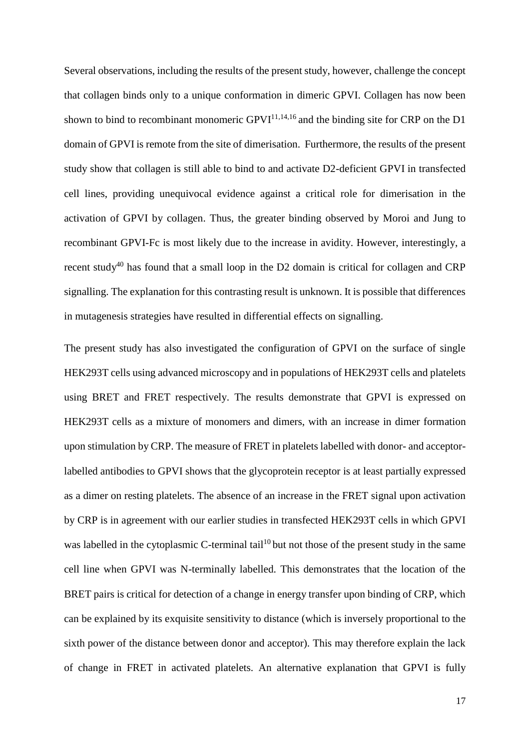Several observations, including the results of the present study, however, challenge the concept that collagen binds only to a unique conformation in dimeric GPVI. Collagen has now been shown to bind to recombinant monomeric GPVI[11,14,16] and the binding site for CRP on the D1 domain of GPVI is remote from the site of dimerisation. Furthermore, the results of the present study show that collagen is still able to bind to and activate D2-deficient GPVI in transfected cell lines, providing unequivocal evidence against a critical role for dimerisation in the activation of GPVI by collagen. Thus, the greater binding observed by Moroi and Jung to recombinant GPVI-Fc is most likely due to the increase in avidity. However, interestingly, a recent study[40] has found that a small loop in the D2 domain is critical for collagen and CRP signalling. The explanation for this contrasting result is unknown. It is possible that differences in mutagenesis strategies have resulted in differential effects on signalling.

The present study has also investigated the configuration of GPVI on the surface of single HEK293T cells using advanced microscopy and in populations of HEK293T cells and platelets using BRET and FRET respectively. The results demonstrate that GPVI is expressed on HEK293T cells as a mixture of monomers and dimers, with an increase in dimer formation upon stimulation by CRP. The measure of FRET in platelets labelled with donor- and acceptor-labelled antibodies to GPVI shows that the glycoprotein receptor is at least partially expressed as a dimer on resting platelets. The absence of an increase in the FRET signal upon activation by CRP is in agreement with our earlier studies in transfected HEK293T cells in which GPVI was labelled in the cytoplasmic C-terminal tail[10] but not those of the present study in the same cell line when GPVI was N-terminally labelled. This demonstrates that the location of the BRET pairs is critical for detection of a change in energy transfer upon binding of CRP, which can be explained by its exquisite sensitivity to distance (which is inversely proportional to the sixth power of the distance between donor and acceptor). This may therefore explain the lack of change in FRET in activated platelets. An alternative explanation that GPVI is fully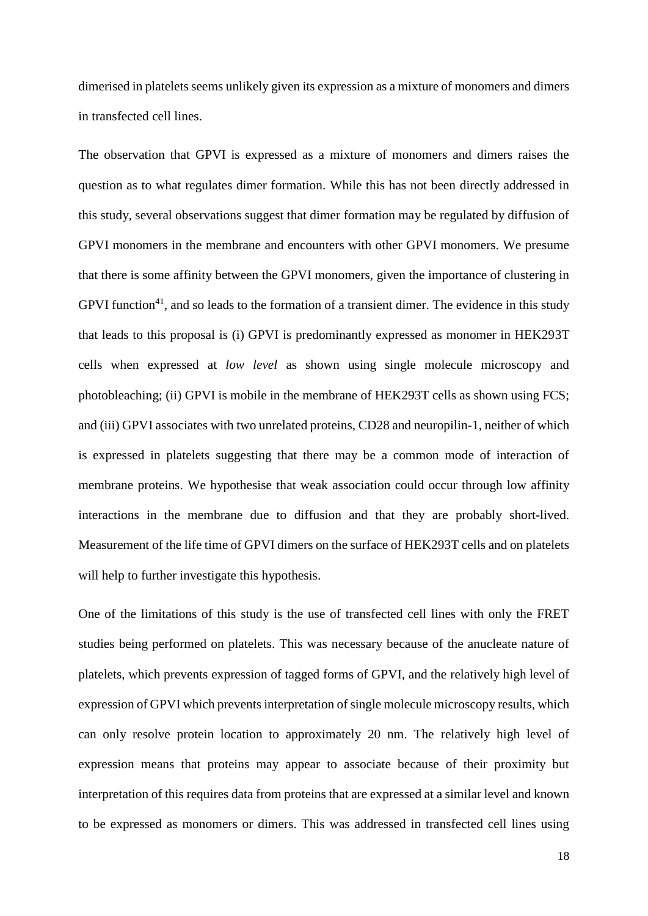dimerised in platelets seems unlikely given its expression as a mixture of monomers and dimers in transfected cell lines.

The observation that GPVI is expressed as a mixture of monomers and dimers raises the question as to what regulates dimer formation. While this has not been directly addressed in this study, several observations suggest that dimer formation may be regulated by diffusion of GPVI monomers in the membrane and encounters with other GPVI monomers. We presume that there is some affinity between the GPVI monomers, given the importance of clustering in GPVI function[41], and so leads to the formation of a transient dimer. The evidence in this study that leads to this proposal is (i) GPVI is predominantly expressed as monomer in HEK293T cells when expressed at *low level* as shown using single molecule microscopy and photobleaching; (ii) GPVI is mobile in the membrane of HEK293T cells as shown using FCS; and (iii) GPVI associates with two unrelated proteins, CD28 and neuropilin-1, neither of which is expressed in platelets suggesting that there may be a common mode of interaction of membrane proteins. We hypothesise that weak association could occur through low affinity interactions in the membrane due to diffusion and that they are probably short-lived. Measurement of the life time of GPVI dimers on the surface of HEK293T cells and on platelets will help to further investigate this hypothesis.

One of the limitations of this study is the use of transfected cell lines with only the FRET studies being performed on platelets. This was necessary because of the anucleate nature of platelets, which prevents expression of tagged forms of GPVI, and the relatively high level of expression of GPVI which prevents interpretation of single molecule microscopy results, which can only resolve protein location to approximately 20 nm. The relatively high level of expression means that proteins may appear to associate because of their proximity but interpretation of this requires data from proteins that are expressed at a similar level and known to be expressed as monomers or dimers. This was addressed in transfected cell lines using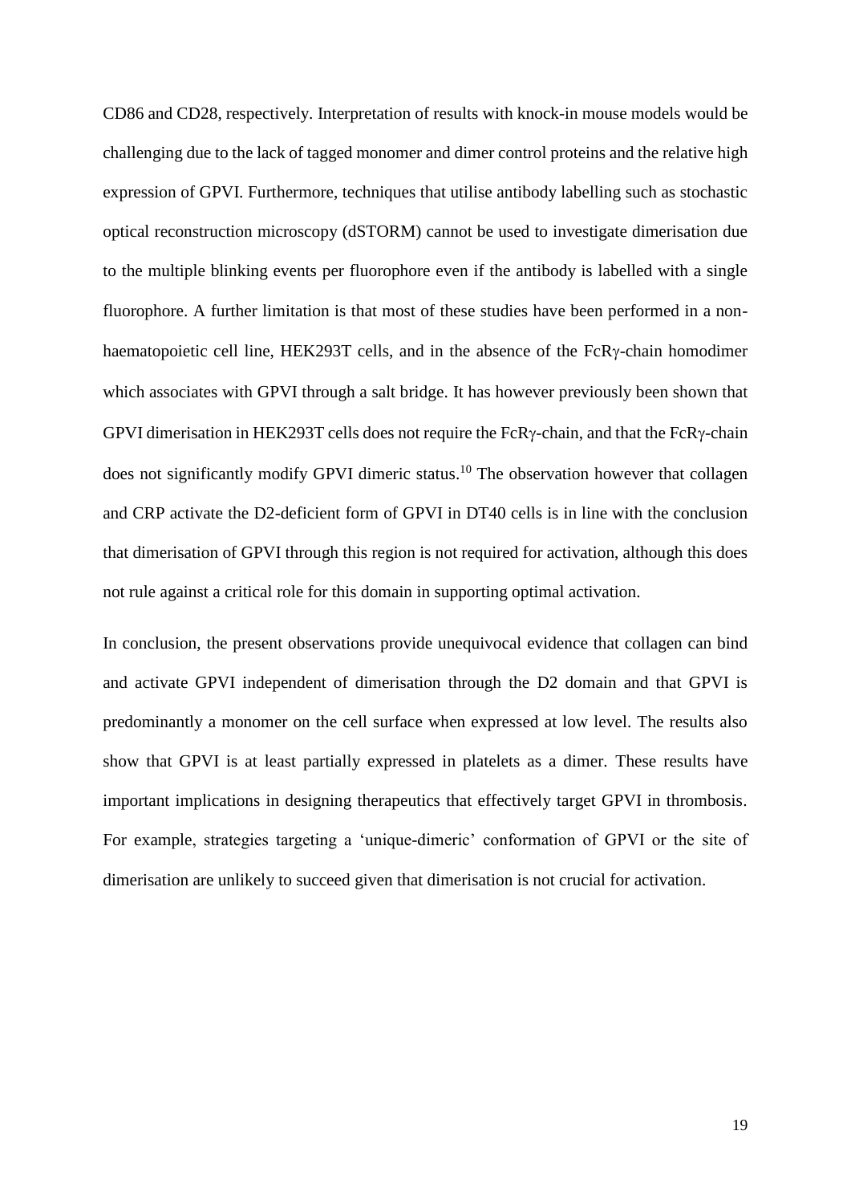CD86 and CD28, respectively. Interpretation of results with knock-in mouse models would be challenging due to the lack of tagged monomer and dimer control proteins and the relative high expression of GPVI. Furthermore, techniques that utilise antibody labelling such as stochastic optical reconstruction microscopy (dSTORM) cannot be used to investigate dimerisation due to the multiple blinking events per fluorophore even if the antibody is labelled with a single fluorophore. A further limitation is that most of these studies have been performed in a non-haematopoietic cell line, HEK293T cells, and in the absence of the FcRγ-chain homodimer which associates with GPVI through a salt bridge. It has however previously been shown that GPVI dimerisation in HEK293T cells does not require the FcRγ-chain, and that the FcRγ-chain does not significantly modify GPVI dimeric status.[10] The observation however that collagen and CRP activate the D2-deficient form of GPVI in DT40 cells is in line with the conclusion that dimerisation of GPVI through this region is not required for activation, although this does not rule against a critical role for this domain in supporting optimal activation.

In conclusion, the present observations provide unequivocal evidence that collagen can bind and activate GPVI independent of dimerisation through the D2 domain and that GPVI is predominantly a monomer on the cell surface when expressed at low level. The results also show that GPVI is at least partially expressed in platelets as a dimer. These results have important implications in designing therapeutics that effectively target GPVI in thrombosis. For example, strategies targeting a 'unique-dimeric' conformation of GPVI or the site of dimerisation are unlikely to succeed given that dimerisation is not crucial for activation.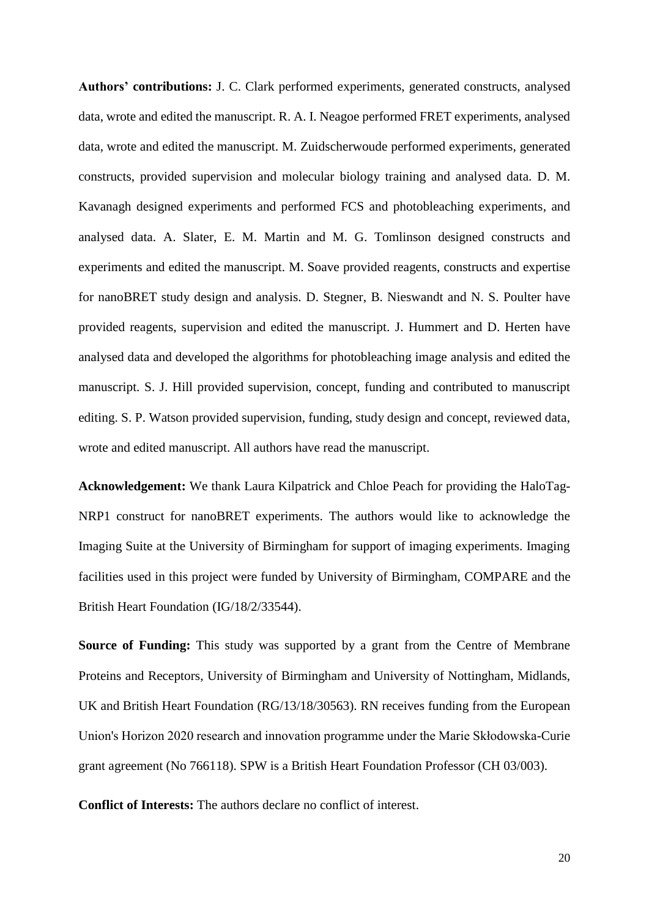**Authors' contributions:** J. C. Clark performed experiments, generated constructs, analysed data, wrote and edited the manuscript. R. A. I. Neagoe performed FRET experiments, analysed data, wrote and edited the manuscript. M. Zuidscherwoude performed experiments, generated constructs, provided supervision and molecular biology training and analysed data. D. M. Kavanagh designed experiments and performed FCS and photobleaching experiments, and analysed data. A. Slater, E. M. Martin and M. G. Tomlinson designed constructs and experiments and edited the manuscript. M. Soave provided reagents, constructs and expertise for nanoBRET study design and analysis. D. Stegner, B. Nieswandt and N. S. Poulter have provided reagents, supervision and edited the manuscript. J. Hummert and D. Herten have analysed data and developed the algorithms for photobleaching image analysis and edited the manuscript. S. J. Hill provided supervision, concept, funding and contributed to manuscript editing. S. P. Watson provided supervision, funding, study design and concept, reviewed data, wrote and edited manuscript. All authors have read the manuscript.

**Acknowledgement:** We thank Laura Kilpatrick and Chloe Peach for providing the HaloTag-NRP1 construct for nanoBRET experiments. The authors would like to acknowledge the Imaging Suite at the University of Birmingham for support of imaging experiments. Imaging facilities used in this project were funded by University of Birmingham, COMPARE and the British Heart Foundation (IG/18/2/33544).

**Source of Funding:** This study was supported by a grant from the Centre of Membrane Proteins and Receptors, University of Birmingham and University of Nottingham, Midlands, UK and British Heart Foundation (RG/13/18/30563). RN receives funding from the European Union's Horizon 2020 research and innovation programme under the Marie Skłodowska-Curie grant agreement (No 766118). SPW is a British Heart Foundation Professor (CH 03/003).

**Conflict of Interests:** The authors declare no conflict of interest.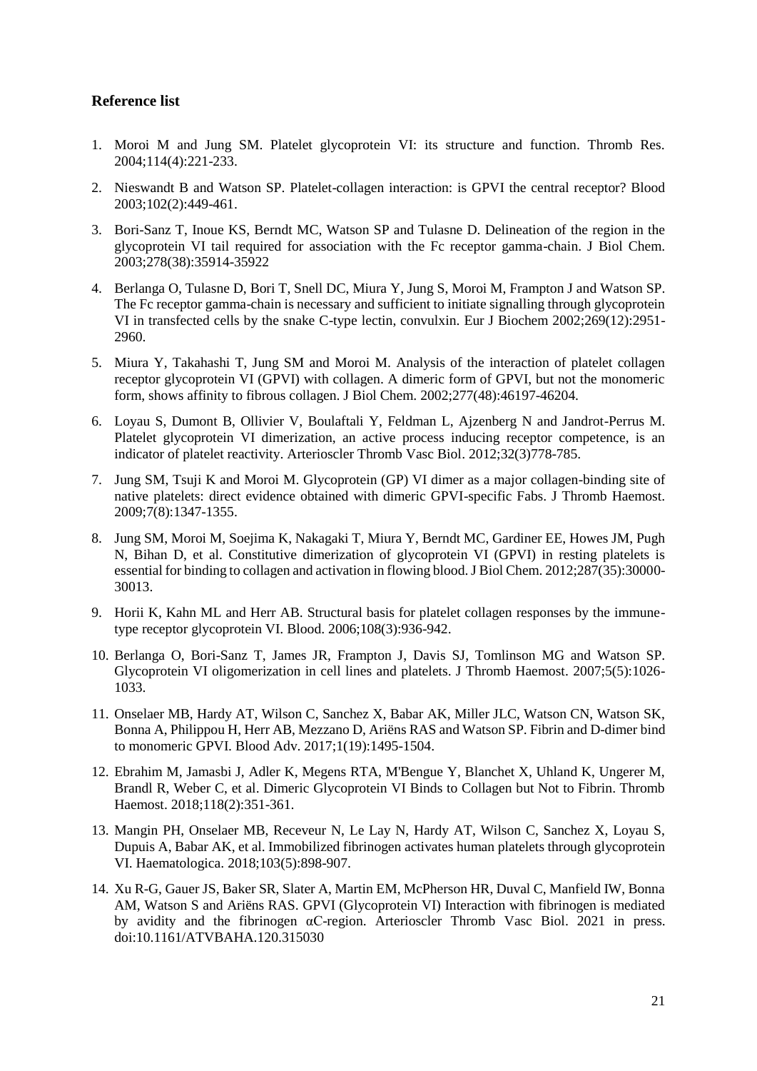### Reference list

1. Moroi M and Jung SM. Platelet glycoprotein VI: its structure and function. Thromb Res. 2004;114(4):221-233.
2. Nieswandt B and Watson SP. Platelet-collagen interaction: is GPVI the central receptor? Blood 2003;102(2):449-461.
3. Bori-Sanz T, Inoue KS, Berndt MC, Watson SP and Tulasne D. Delineation of the region in the glycoprotein VI tail required for association with the Fc receptor gamma-chain. J Biol Chem. 2003;278(38):35914-35922
4. Berlanga O, Tulasne D, Bori T, Snell DC, Miura Y, Jung S, Moroi M, Frampton J and Watson SP. The Fc receptor gamma-chain is necessary and sufficient to initiate signalling through glycoprotein VI in transfected cells by the snake C-type lectin, convulxin. Eur J Biochem 2002;269(12):2951-2960.
5. Miura Y, Takahashi T, Jung SM and Moroi M. Analysis of the interaction of platelet collagen receptor glycoprotein VI (GPVI) with collagen. A dimeric form of GPVI, but not the monomeric form, shows affinity to fibrous collagen. J Biol Chem. 2002;277(48):46197-46204.
6. Loyau S, Dumont B, Ollivier V, Boulaftali Y, Feldman L, Ajzenberg N and Jandrot-Perrus M. Platelet glycoprotein VI dimerization, an active process inducing receptor competence, is an indicator of platelet reactivity. Arterioscler Thromb Vasc Biol. 2012;32(3)778-785.
7. Jung SM, Tsuji K and Moroi M. Glycoprotein (GP) VI dimer as a major collagen-binding site of native platelets: direct evidence obtained with dimeric GPVI-specific Fabs. J Thromb Haemost. 2009;7(8):1347-1355.
8. Jung SM, Moroi M, Soejima K, Nakagaki T, Miura Y, Berndt MC, Gardiner EE, Howes JM, Pugh N, Bihan D, et al. Constitutive dimerization of glycoprotein VI (GPVI) in resting platelets is essential for binding to collagen and activation in flowing blood. J Biol Chem. 2012;287(35):30000-30013.
9. Horii K, Kahn ML and Herr AB. Structural basis for platelet collagen responses by the immune-type receptor glycoprotein VI. Blood. 2006;108(3):936-942.
10. Berlanga O, Bori-Sanz T, James JR, Frampton J, Davis SJ, Tomlinson MG and Watson SP. Glycoprotein VI oligomerization in cell lines and platelets. J Thromb Haemost. 2007;5(5):1026-1033.
11. Onselaer MB, Hardy AT, Wilson C, Sanchez X, Babar AK, Miller JLC, Watson CN, Watson SK, Bonna A, Philippou H, Herr AB, Mezzano D, Ariëns RAS and Watson SP. Fibrin and D-dimer bind to monomeric GPVI. Blood Adv. 2017;1(19):1495-1504.
12. Ebrahim M, Jamasbi J, Adler K, Megens RTA, M'Bengue Y, Blanchet X, Uhland K, Ungerer M, Brandl R, Weber C, et al. Dimeric Glycoprotein VI Binds to Collagen but Not to Fibrin. Thromb Haemost. 2018;118(2):351-361.
13. Mangin PH, Onselaer MB, Receveur N, Le Lay N, Hardy AT, Wilson C, Sanchez X, Loyau S, Dupuis A, Babar AK, et al. Immobilized fibrinogen activates human platelets through glycoprotein VI. Haematologica. 2018;103(5):898-907.
14. Xu R-G, Gauer JS, Baker SR, Slater A, Martin EM, McPherson HR, Duval C, Manfield IW, Bonna AM, Watson S and Ariëns RAS. GPVI (Glycoprotein VI) Interaction with fibrinogen is mediated by avidity and the fibrinogen αC-region. Arterioscler Thromb Vasc Biol. 2021 in press. doi:10.1161/ATVBAHA.120.315030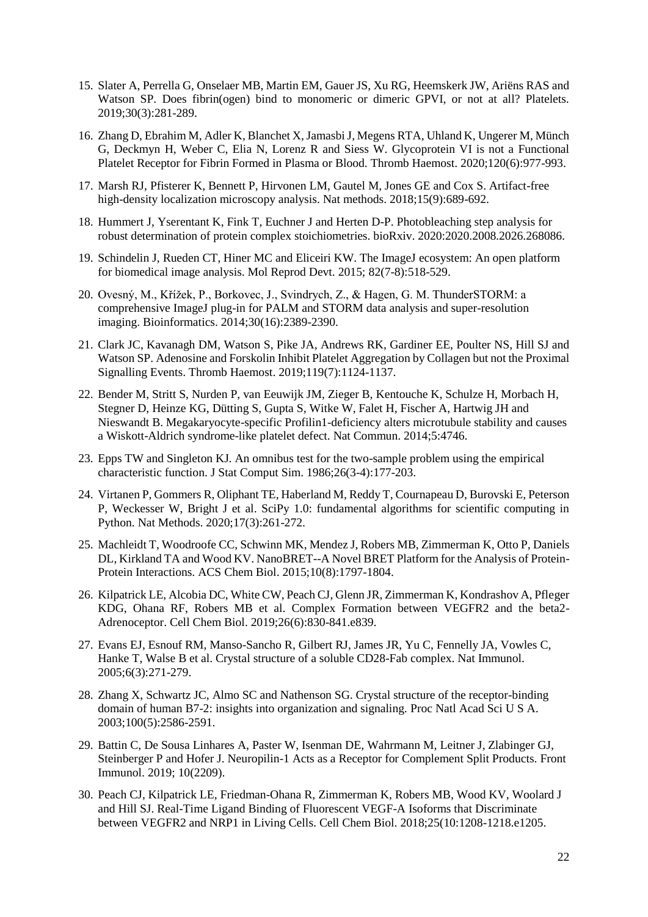15. Slater A, Perrella G, Onselaer MB, Martin EM, Gauer JS, Xu RG, Heemskerk JW, Ariëns RAS and Watson SP. Does fibrin(ogen) bind to monomeric or dimeric GPVI, or not at all? Platelets. 2019;30(3):281-289.

16. Zhang D, Ebrahim M, Adler K, Blanchet X, Jamasbi J, Megens RTA, Uhland K, Ungerer M, Münch G, Deckmyn H, Weber C, Elia N, Lorenz R and Siess W. Glycoprotein VI is not a Functional Platelet Receptor for Fibrin Formed in Plasma or Blood. Thromb Haemost. 2020;120(6):977-993.

17. Marsh RJ, Pfisterer K, Bennett P, Hirvonen LM, Gautel M, Jones GE and Cox S. Artifact-free high-density localization microscopy analysis. Nat methods. 2018;15(9):689-692.

18. Hummert J, Yserentant K, Fink T, Euchner J and Herten D-P. Photobleaching step analysis for robust determination of protein complex stoichiometries. bioRxiv. 2020:2020.2008.2026.268086.

19. Schindelin J, Rueden CT, Hiner MC and Eliceiri KW. The ImageJ ecosystem: An open platform for biomedical image analysis. Mol Reprod Devt. 2015; 82(7-8):518-529.

20. Ovesný, M., Křížek, P., Borkovec, J., Svindrych, Z., & Hagen, G. M. ThunderSTORM: a comprehensive ImageJ plug-in for PALM and STORM data analysis and super-resolution imaging. Bioinformatics. 2014;30(16):2389-2390.

21. Clark JC, Kavanagh DM, Watson S, Pike JA, Andrews RK, Gardiner EE, Poulter NS, Hill SJ and Watson SP. Adenosine and Forskolin Inhibit Platelet Aggregation by Collagen but not the Proximal Signalling Events. Thromb Haemost. 2019;119(7):1124-1137.

22. Bender M, Stritt S, Nurden P, van Eeuwijk JM, Zieger B, Kentouche K, Schulze H, Morbach H, Stegner D, Heinze KG, Dütting S, Gupta S, Witke W, Falet H, Fischer A, Hartwig JH and Nieswandt B. Megakaryocyte-specific Profilin1-deficiency alters microtubule stability and causes a Wiskott-Aldrich syndrome-like platelet defect. Nat Commun. 2014;5:4746.

23. Epps TW and Singleton KJ. An omnibus test for the two-sample problem using the empirical characteristic function. J Stat Comput Sim. 1986;26(3-4):177-203.

24. Virtanen P, Gommers R, Oliphant TE, Haberland M, Reddy T, Cournapeau D, Burovski E, Peterson P, Weckesser W, Bright J et al. SciPy 1.0: fundamental algorithms for scientific computing in Python. Nat Methods. 2020;17(3):261-272.

25. Machleidt T, Woodroofe CC, Schwinn MK, Mendez J, Robers MB, Zimmerman K, Otto P, Daniels DL, Kirkland TA and Wood KV. NanoBRET--A Novel BRET Platform for the Analysis of Protein-Protein Interactions. ACS Chem Biol. 2015;10(8):1797-1804.

26. Kilpatrick LE, Alcobia DC, White CW, Peach CJ, Glenn JR, Zimmerman K, Kondrashov A, Pfleger KDG, Ohana RF, Robers MB et al. Complex Formation between VEGFR2 and the beta2-Adrenoceptor. Cell Chem Biol. 2019;26(6):830-841.e839.

27. Evans EJ, Esnouf RM, Manso-Sancho R, Gilbert RJ, James JR, Yu C, Fennelly JA, Vowles C, Hanke T, Walse B et al. Crystal structure of a soluble CD28-Fab complex. Nat Immunol. 2005;6(3):271-279.

28. Zhang X, Schwartz JC, Almo SC and Nathenson SG. Crystal structure of the receptor-binding domain of human B7-2: insights into organization and signaling. Proc Natl Acad Sci U S A. 2003;100(5):2586-2591.

29. Battin C, De Sousa Linhares A, Paster W, Isenman DE, Wahrmann M, Leitner J, Zlabinger GJ, Steinberger P and Hofer J. Neuropilin-1 Acts as a Receptor for Complement Split Products. Front Immunol. 2019; 10(2209).

30. Peach CJ, Kilpatrick LE, Friedman-Ohana R, Zimmerman K, Robers MB, Wood KV, Woolard J and Hill SJ. Real-Time Ligand Binding of Fluorescent VEGF-A Isoforms that Discriminate between VEGFR2 and NRP1 in Living Cells. Cell Chem Biol. 2018;25(10:1208-1218.e1205.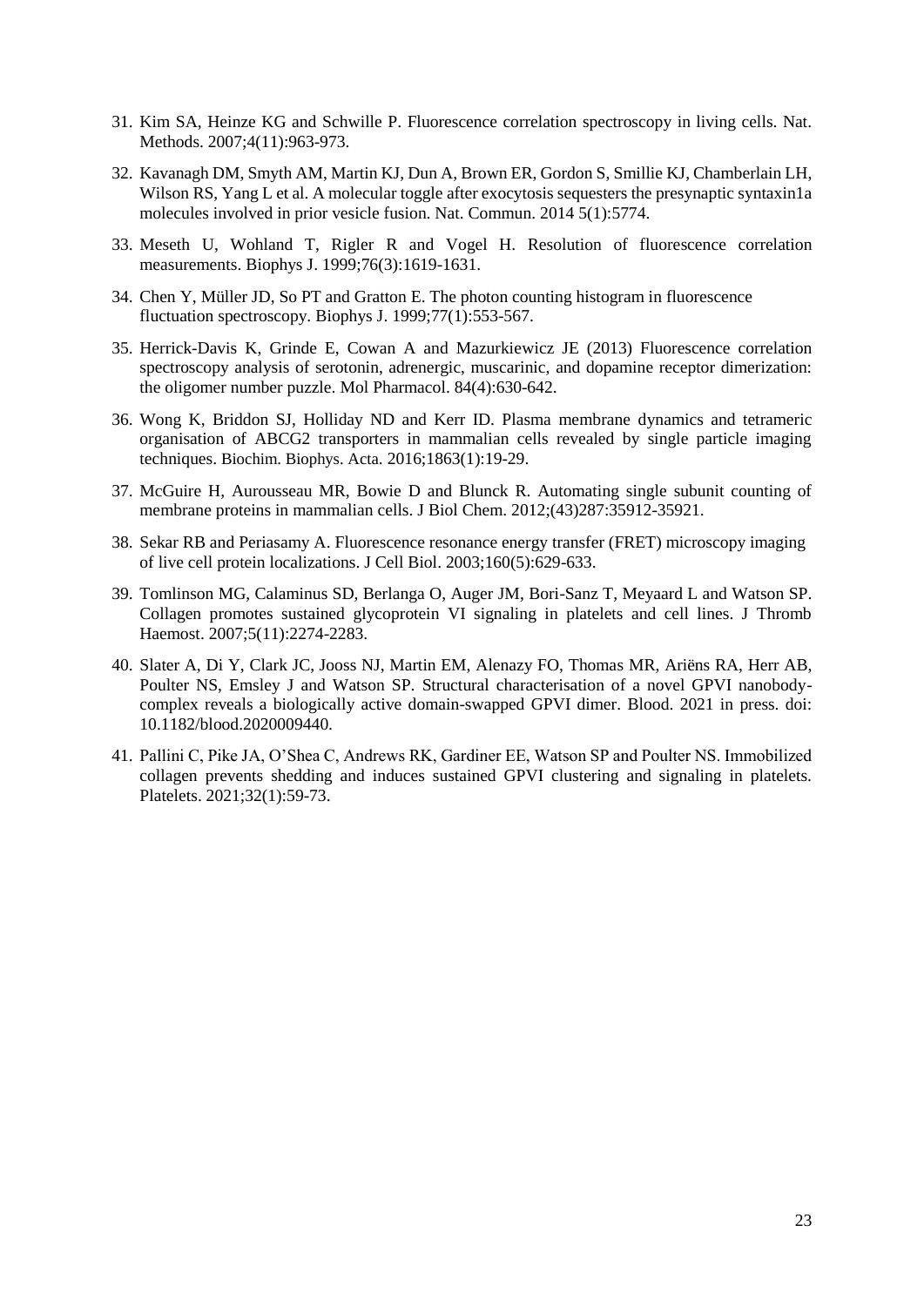31. Kim SA, Heinze KG and Schwille P. Fluorescence correlation spectroscopy in living cells. Nat. Methods. 2007;4(11):963-973.
32. Kavanagh DM, Smyth AM, Martin KJ, Dun A, Brown ER, Gordon S, Smillie KJ, Chamberlain LH, Wilson RS, Yang L et al. A molecular toggle after exocytosis sequesters the presynaptic syntaxin1a molecules involved in prior vesicle fusion. Nat. Commun. 2014 5(1):5774.
33. Meseth U, Wohland T, Rigler R and Vogel H. Resolution of fluorescence correlation measurements. Biophys J. 1999;76(3):1619-1631.
34. Chen Y, Müller JD, So PT and Gratton E. The photon counting histogram in fluorescence fluctuation spectroscopy. Biophys J. 1999;77(1):553-567.
35. Herrick-Davis K, Grinde E, Cowan A and Mazurkiewicz JE (2013) Fluorescence correlation spectroscopy analysis of serotonin, adrenergic, muscarinic, and dopamine receptor dimerization: the oligomer number puzzle. Mol Pharmacol. 84(4):630-642.
36. Wong K, Briddon SJ, Holliday ND and Kerr ID. Plasma membrane dynamics and tetrameric organisation of ABCG2 transporters in mammalian cells revealed by single particle imaging techniques. Biochim. Biophys. Acta. 2016;1863(1):19-29.
37. McGuire H, Aurousseau MR, Bowie D and Blunck R. Automating single subunit counting of membrane proteins in mammalian cells. J Biol Chem. 2012;(43)287:35912-35921.
38. Sekar RB and Periasamy A. Fluorescence resonance energy transfer (FRET) microscopy imaging of live cell protein localizations. J Cell Biol. 2003;160(5):629-633.
39. Tomlinson MG, Calaminus SD, Berlanga O, Auger JM, Bori-Sanz T, Meyaard L and Watson SP. Collagen promotes sustained glycoprotein VI signaling in platelets and cell lines. J Thromb Haemost. 2007;5(11):2274-2283.
40. Slater A, Di Y, Clark JC, Jooss NJ, Martin EM, Alenazy FO, Thomas MR, Ariëns RA, Herr AB, Poulter NS, Emsley J and Watson SP. Structural characterisation of a novel GPVI nanobody-complex reveals a biologically active domain-swapped GPVI dimer. Blood. 2021 in press. doi: 10.1182/blood.2020009440.
41. Pallini C, Pike JA, O'Shea C, Andrews RK, Gardiner EE, Watson SP and Poulter NS. Immobilized collagen prevents shedding and induces sustained GPVI clustering and signaling in platelets. Platelets. 2021;32(1):59-73.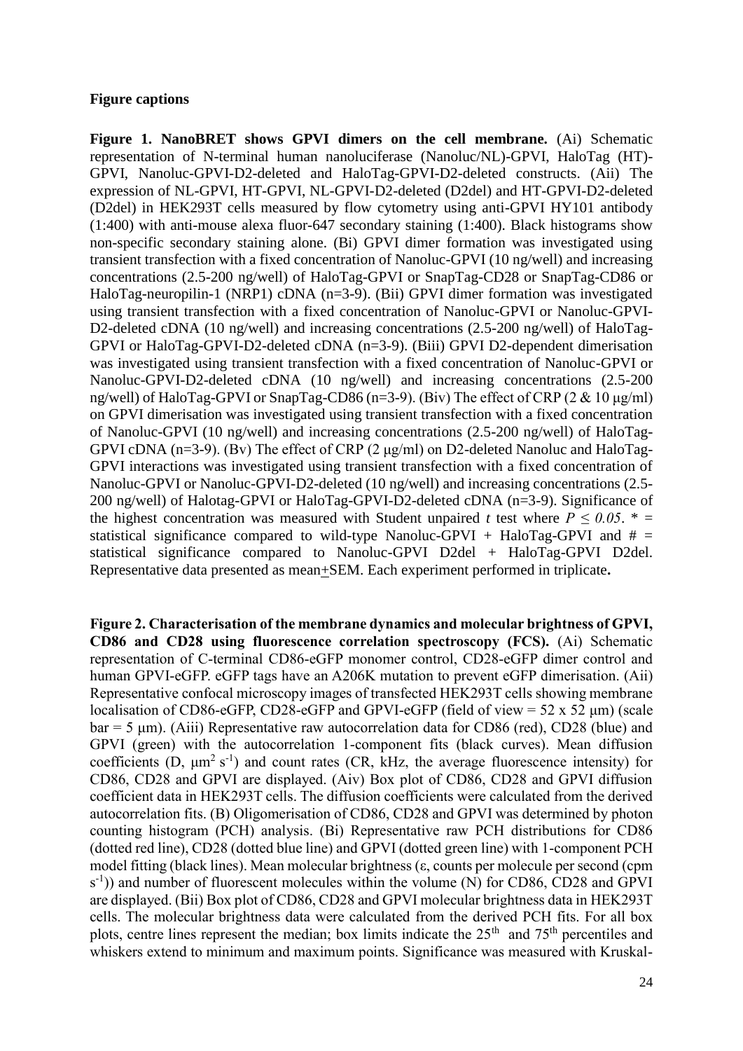**Figure captions**

**Figure 1. NanoBRET shows GPVI dimers on the cell membrane.** (Ai) Schematic representation of N-terminal human nanoluciferase (Nanoluc/NL)-GPVI, HaloTag (HT)-GPVI, Nanoluc-GPVI-D2-deleted and HaloTag-GPVI-D2-deleted constructs. (Aii) The expression of NL-GPVI, HT-GPVI, NL-GPVI-D2-deleted (D2del) and HT-GPVI-D2-deleted (D2del) in HEK293T cells measured by flow cytometry using anti-GPVI HY101 antibody (1:400) with anti-mouse alexa fluor-647 secondary staining (1:400). Black histograms show non-specific secondary staining alone. (Bi) GPVI dimer formation was investigated using transient transfection with a fixed concentration of Nanoluc-GPVI (10 ng/well) and increasing concentrations (2.5-200 ng/well) of HaloTag-GPVI or SnapTag-CD28 or SnapTag-CD86 or HaloTag-neuropilin-1 (NRP1) cDNA (n=3-9). (Bii) GPVI dimer formation was investigated using transient transfection with a fixed concentration of Nanoluc-GPVI or Nanoluc-GPVI-D2-deleted cDNA (10 ng/well) and increasing concentrations (2.5-200 ng/well) of HaloTag-GPVI or HaloTag-GPVI-D2-deleted cDNA (n=3-9). (Biii) GPVI D2-dependent dimerisation was investigated using transient transfection with a fixed concentration of Nanoluc-GPVI or Nanoluc-GPVI-D2-deleted cDNA (10 ng/well) and increasing concentrations (2.5-200 ng/well) of HaloTag-GPVI or SnapTag-CD86 (n=3-9). (Biv) The effect of CRP (2 & 10 μg/ml) on GPVI dimerisation was investigated using transient transfection with a fixed concentration of Nanoluc-GPVI (10 ng/well) and increasing concentrations (2.5-200 ng/well) of HaloTag-GPVI cDNA (n=3-9). (Bv) The effect of CRP (2 μg/ml) on D2-deleted Nanoluc and HaloTag-GPVI interactions was investigated using transient transfection with a fixed concentration of Nanoluc-GPVI or Nanoluc-GPVI-D2-deleted (10 ng/well) and increasing concentrations (2.5-200 ng/well) of Halotag-GPVI or HaloTag-GPVI-D2-deleted cDNA (n=3-9). Significance of the highest concentration was measured with Student unpaired *t* test where $P \leq 0.05$. * = statistical significance compared to wild-type Nanoluc-GPVI + HaloTag-GPVI and # = statistical significance compared to Nanoluc-GPVI D2del + HaloTag-GPVI D2del. Representative data presented as mean±SEM. Each experiment performed in triplicate**.**

**Figure 2. Characterisation of the membrane dynamics and molecular brightness of GPVI, CD86 and CD28 using fluorescence correlation spectroscopy (FCS).** (Ai) Schematic representation of C-terminal CD86-eGFP monomer control, CD28-eGFP dimer control and human GPVI-eGFP. eGFP tags have an A206K mutation to prevent eGFP dimerisation. (Aii) Representative confocal microscopy images of transfected HEK293T cells showing membrane localisation of CD86-eGFP, CD28-eGFP and GPVI-eGFP (field of view = 52 x 52 μm) (scale bar = 5 μm). (Aiii) Representative raw autocorrelation data for CD86 (red), CD28 (blue) and GPVI (green) with the autocorrelation 1-component fits (black curves). Mean diffusion coefficients (D, $\mu m^2 s^{-1}$) and count rates (CR, kHz, the average fluorescence intensity) for CD86, CD28 and GPVI are displayed. (Aiv) Box plot of CD86, CD28 and GPVI diffusion coefficient data in HEK293T cells. The diffusion coefficients were calculated from the derived autocorrelation fits. (B) Oligomerisation of CD86, CD28 and GPVI was determined by photon counting histogram (PCH) analysis. (Bi) Representative raw PCH distributions for CD86 (dotted red line), CD28 (dotted blue line) and GPVI (dotted green line) with 1-component PCH model fitting (black lines). Mean molecular brightness (ε, counts per molecule per second (cpm $s^{-1}$)) and number of fluorescent molecules within the volume (N) for CD86, CD28 and GPVI are displayed. (Bii) Box plot of CD86, CD28 and GPVI molecular brightness data in HEK293T cells. The molecular brightness data were calculated from the derived PCH fits. For all box plots, centre lines represent the median; box limits indicate the 25$^{th}$ and 75$^{th}$ percentiles and whiskers extend to minimum and maximum points. Significance was measured with Kruskal-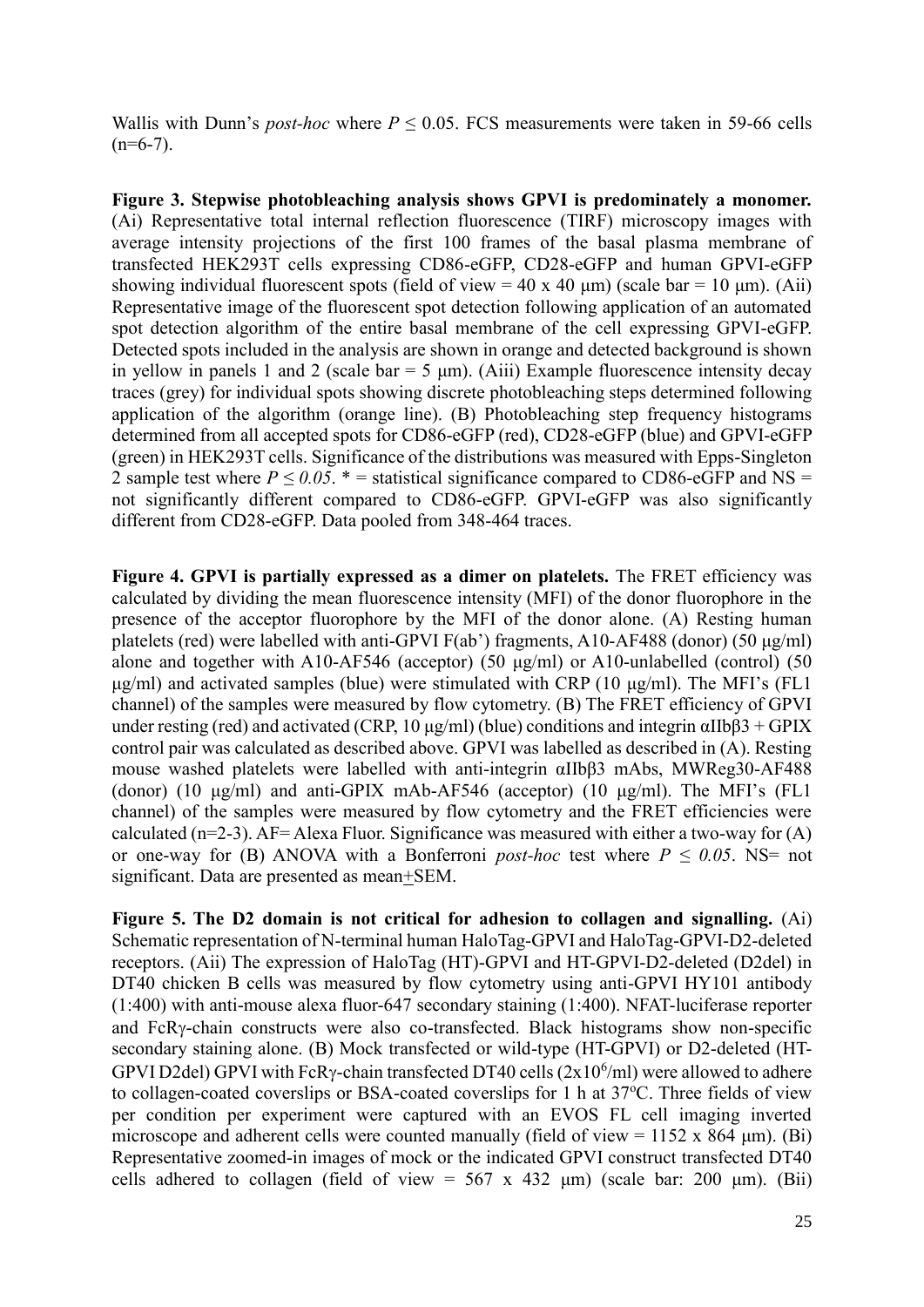Wallis with Dunn's *post-hoc* where $P \leq 0.05$. FCS measurements were taken in 59-66 cells (n=6-7).

**Figure 3. Stepwise photobleaching analysis shows GPVI is predominately a monomer.** (Ai) Representative total internal reflection fluorescence (TIRF) microscopy images with average intensity projections of the first 100 frames of the basal plasma membrane of transfected HEK293T cells expressing CD86-eGFP, CD28-eGFP and human GPVI-eGFP showing individual fluorescent spots (field of view = 40 x 40 µm) (scale bar = 10 µm). (Aii) Representative image of the fluorescent spot detection following application of an automated spot detection algorithm of the entire basal membrane of the cell expressing GPVI-eGFP. Detected spots included in the analysis are shown in orange and detected background is shown in yellow in panels 1 and 2 (scale bar = 5 µm). (Aiii) Example fluorescence intensity decay traces (grey) for individual spots showing discrete photobleaching steps determined following application of the algorithm (orange line). (B) Photobleaching step frequency histograms determined from all accepted spots for CD86-eGFP (red), CD28-eGFP (blue) and GPVI-eGFP (green) in HEK293T cells. Significance of the distributions was measured with Epps-Singleton 2 sample test where $P \leq 0.05$. * = statistical significance compared to CD86-eGFP and NS = not significantly different compared to CD86-eGFP. GPVI-eGFP was also significantly different from CD28-eGFP. Data pooled from 348-464 traces.

**Figure 4. GPVI is partially expressed as a dimer on platelets.** The FRET efficiency was calculated by dividing the mean fluorescence intensity (MFI) of the donor fluorophore in the presence of the acceptor fluorophore by the MFI of the donor alone. (A) Resting human platelets (red) were labelled with anti-GPVI F(ab') fragments, A10-AF488 (donor) (50 µg/ml) alone and together with A10-AF546 (acceptor) (50 µg/ml) or A10-unlabelled (control) (50 µg/ml) and activated samples (blue) were stimulated with CRP (10 µg/ml). The MFI's (FL1 channel) of the samples were measured by flow cytometry. (B) The FRET efficiency of GPVI under resting (red) and activated (CRP, 10 µg/ml) (blue) conditions and integrin $\alpha$IIb$\beta$3 + GPIX control pair was calculated as described above. GPVI was labelled as described in (A). Resting mouse washed platelets were labelled with anti-integrin $\alpha$IIb$\beta$3 mAbs, MWReg30-AF488 (donor) (10 µg/ml) and anti-GPIX mAb-AF546 (acceptor) (10 µg/ml). The MFI's (FL1 channel) of the samples were measured by flow cytometry and the FRET efficiencies were calculated (n=2-3). AF= Alexa Fluor. Significance was measured with either a two-way for (A) or one-way for (B) ANOVA with a Bonferroni *post-hoc* test where $P \leq 0.05$. NS= not significant. Data are presented as mean±SEM.

**Figure 5. The D2 domain is not critical for adhesion to collagen and signalling.** (Ai) Schematic representation of N-terminal human HaloTag-GPVI and HaloTag-GPVI-D2-deleted receptors. (Aii) The expression of HaloTag (HT)-GPVI and HT-GPVI-D2-deleted (D2del) in DT40 chicken B cells was measured by flow cytometry using anti-GPVI HY101 antibody (1:400) with anti-mouse alexa fluor-647 secondary staining (1:400). NFAT-luciferase reporter and FcR$\gamma$-chain constructs were also co-transfected. Black histograms show non-specific secondary staining alone. (B) Mock transfected or wild-type (HT-GPVI) or D2-deleted (HT-GPVI D2del) GPVI with FcR$\gamma$-chain transfected DT40 cells ($2 \times 10^6$/ml) were allowed to adhere to collagen-coated coverslips or BSA-coated coverslips for 1 h at 37ºC. Three fields of view per condition per experiment were captured with an EVOS FL cell imaging inverted microscope and adherent cells were counted manually (field of view = 1152 x 864 µm). (Bi) Representative zoomed-in images of mock or the indicated GPVI construct transfected DT40 cells adhered to collagen (field of view = 567 x 432 µm) (scale bar: 200 µm). (Bii)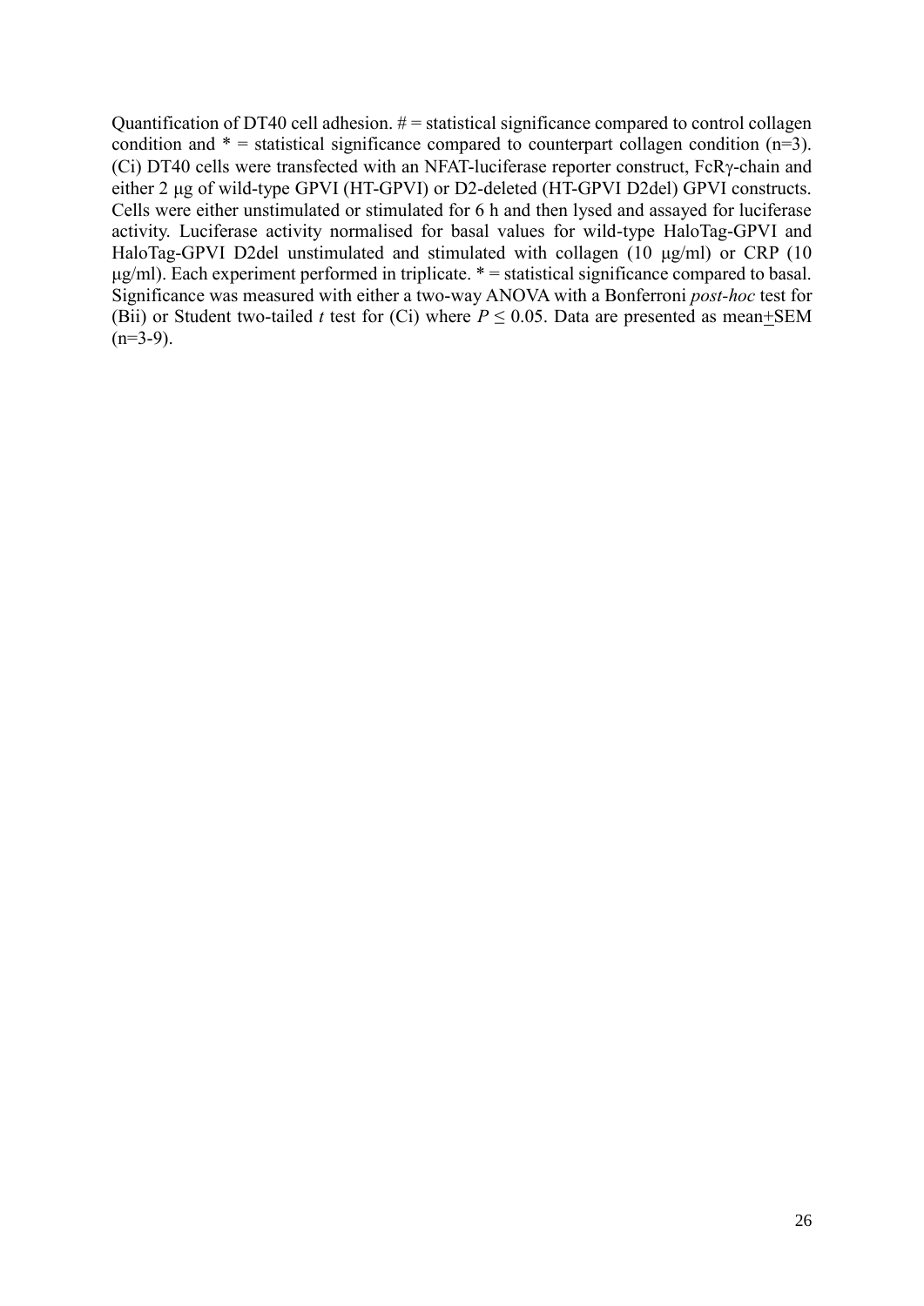Quantification of DT40 cell adhesion. # = statistical significance compared to control collagen condition and * = statistical significance compared to counterpart collagen condition (n=3). (Ci) DT40 cells were transfected with an NFAT-luciferase reporter construct, FcRγ-chain and either 2 μg of wild-type GPVI (HT-GPVI) or D2-deleted (HT-GPVI D2del) GPVI constructs. Cells were either unstimulated or stimulated for 6 h and then lysed and assayed for luciferase activity. Luciferase activity normalised for basal values for wild-type HaloTag-GPVI and HaloTag-GPVI D2del unstimulated and stimulated with collagen (10 μg/ml) or CRP (10 μg/ml). Each experiment performed in triplicate. * = statistical significance compared to basal. Significance was measured with either a two-way ANOVA with a Bonferroni *post-hoc* test for (Bii) or Student two-tailed *t* test for (Ci) where $P \leq 0.05$. Data are presented as mean±SEM (n=3-9).